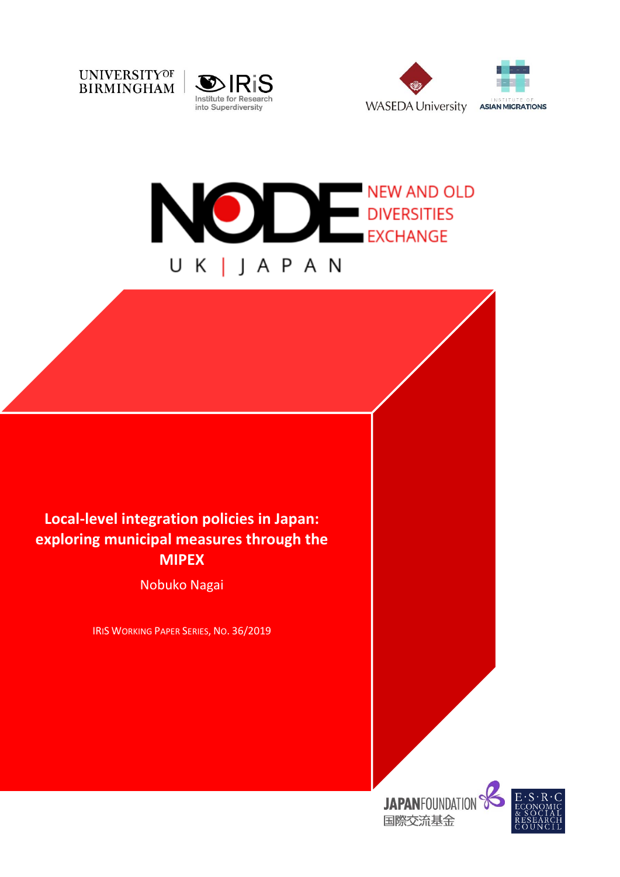UNIVERSITY OF BIRMINGHAM

IRiS Institute for Research into Superdiversity

WASEDA University

INSTITUTE OF ASIAN MIGRATIONS

NODE NEW AND OLD DIVERSITIES EXCHANGE

UK | JAPAN

# Local-level integration policies in Japan: exploring municipal measures through the MIPEX

Nobuko Nagai

IRiS Working Paper Series, No. 36/2019

JAPAN FOUNDATION 国際交流基金

E·S·R·C ECONOMIC & SOCIAL RESEARCH COUNCIL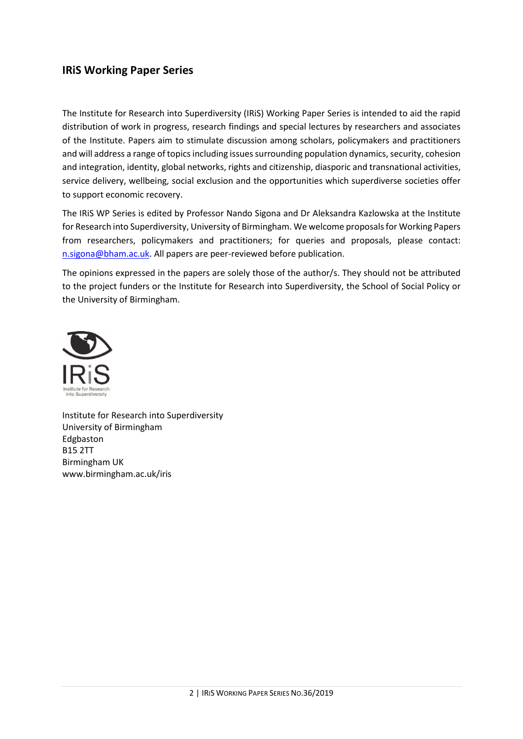## IRiS Working Paper Series

The Institute for Research into Superdiversity (IRiS) Working Paper Series is intended to aid the rapid distribution of work in progress, research findings and special lectures by researchers and associates of the Institute. Papers aim to stimulate discussion among scholars, policymakers and practitioners and will address a range of topics including issues surrounding population dynamics, security, cohesion and integration, identity, global networks, rights and citizenship, diasporic and transnational activities, service delivery, wellbeing, social exclusion and the opportunities which superdiverse societies offer to support economic recovery.

The IRiS WP Series is edited by Professor Nando Sigona and Dr Aleksandra Kazlowska at the Institute for Research into Superdiversity, University of Birmingham. We welcome proposals for Working Papers from researchers, policymakers and practitioners; for queries and proposals, please contact: n.sigona@bham.ac.uk. All papers are peer-reviewed before publication.

The opinions expressed in the papers are solely those of the author/s. They should not be attributed to the project funders or the Institute for Research into Superdiversity, the School of Social Policy or the University of Birmingham.

Institute for Research into Superdiversity
University of Birmingham
Edgbaston
B15 2TT
Birmingham UK
www.birmingham.ac.uk/iris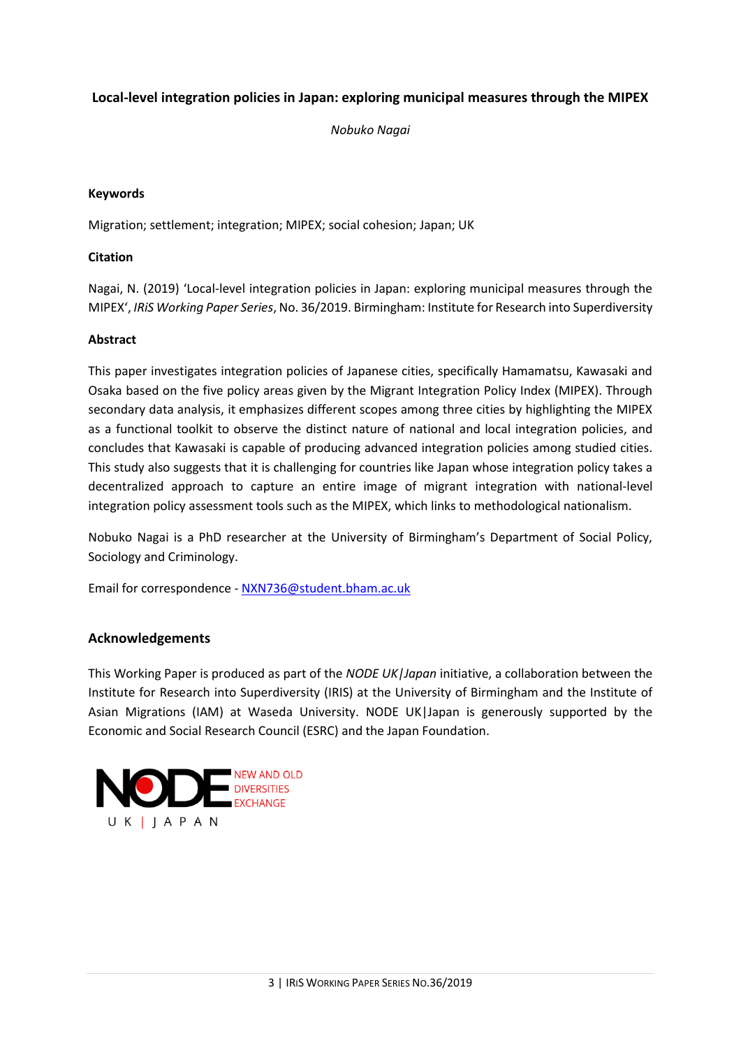**Local-level integration policies in Japan: exploring municipal measures through the MIPEX**

*Nobuko Nagai*

**Keywords**

Migration; settlement; integration; MIPEX; social cohesion; Japan; UK

**Citation**

Nagai, N. (2019) 'Local-level integration policies in Japan: exploring municipal measures through the MIPEX', *IRiS Working Paper Series*, No. 36/2019. Birmingham: Institute for Research into Superdiversity

**Abstract**

This paper investigates integration policies of Japanese cities, specifically Hamamatsu, Kawasaki and Osaka based on the five policy areas given by the Migrant Integration Policy Index (MIPEX). Through secondary data analysis, it emphasizes different scopes among three cities by highlighting the MIPEX as a functional toolkit to observe the distinct nature of national and local integration policies, and concludes that Kawasaki is capable of producing advanced integration policies among studied cities. This study also suggests that it is challenging for countries like Japan whose integration policy takes a decentralized approach to capture an entire image of migrant integration with national-level integration policy assessment tools such as the MIPEX, which links to methodological nationalism.

Nobuko Nagai is a PhD researcher at the University of Birmingham's Department of Social Policy, Sociology and Criminology.

Email for correspondence - NXN736@student.bham.ac.uk

## Acknowledgements

This Working Paper is produced as part of the *NODE UK|Japan* initiative, a collaboration between the Institute for Research into Superdiversity (IRIS) at the University of Birmingham and the Institute of Asian Migrations (IAM) at Waseda University. NODE UK|Japan is generously supported by the Economic and Social Research Council (ESRC) and the Japan Foundation.

NODE NEW AND OLD DIVERSITIES EXCHANGE
UK | JAPAN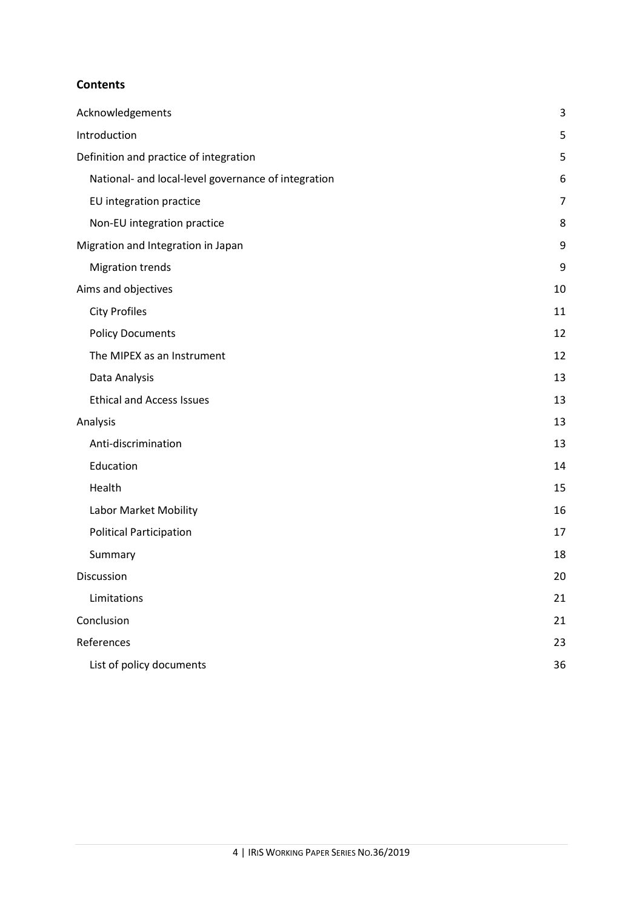**Contents**

| | |
|---|---|
| Acknowledgements | 3 |
| Introduction | 5 |
| Definition and practice of integration | 5 |
| National- and local-level governance of integration | 6 |
| EU integration practice | 7 |
| Non-EU integration practice | 8 |
| Migration and Integration in Japan | 9 |
| Migration trends | 9 |
| Aims and objectives | 10 |
| City Profiles | 11 |
| Policy Documents | 12 |
| The MIPEX as an Instrument | 12 |
| Data Analysis | 13 |
| Ethical and Access Issues | 13 |
| Analysis | 13 |
| Anti-discrimination | 13 |
| Education | 14 |
| Health | 15 |
| Labor Market Mobility | 16 |
| Political Participation | 17 |
| Summary | 18 |
| Discussion | 20 |
| Limitations | 21 |
| Conclusion | 21 |
| References | 23 |
| List of policy documents | 36 |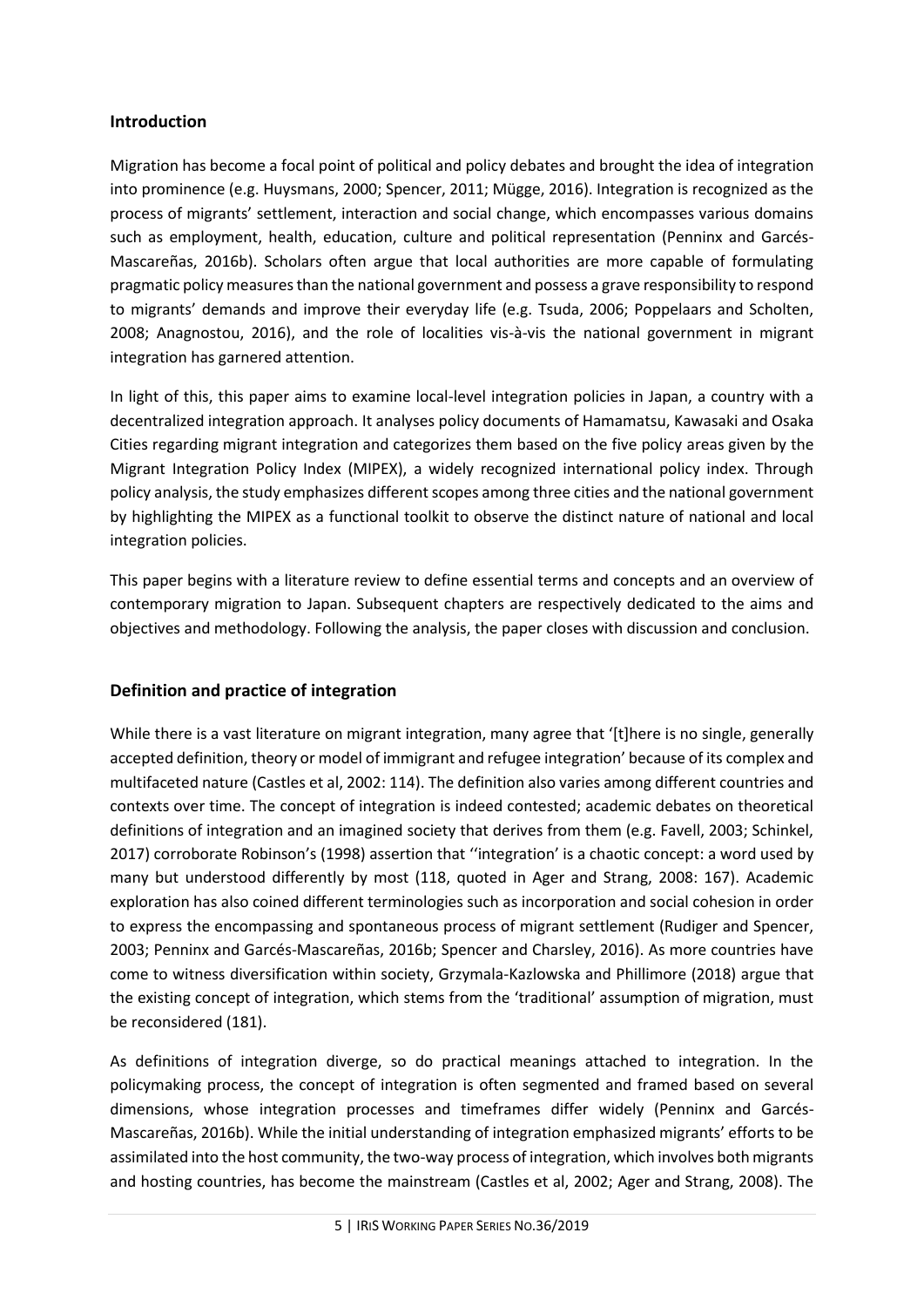## Introduction

Migration has become a focal point of political and policy debates and brought the idea of integration into prominence (e.g. Huysmans, 2000; Spencer, 2011; Mügge, 2016). Integration is recognized as the process of migrants' settlement, interaction and social change, which encompasses various domains such as employment, health, education, culture and political representation (Penninx and Garcés-Mascareñas, 2016b). Scholars often argue that local authorities are more capable of formulating pragmatic policy measures than the national government and possess a grave responsibility to respond to migrants' demands and improve their everyday life (e.g. Tsuda, 2006; Poppelaars and Scholten, 2008; Anagnostou, 2016), and the role of localities vis-à-vis the national government in migrant integration has garnered attention.

In light of this, this paper aims to examine local-level integration policies in Japan, a country with a decentralized integration approach. It analyses policy documents of Hamamatsu, Kawasaki and Osaka Cities regarding migrant integration and categorizes them based on the five policy areas given by the Migrant Integration Policy Index (MIPEX), a widely recognized international policy index. Through policy analysis, the study emphasizes different scopes among three cities and the national government by highlighting the MIPEX as a functional toolkit to observe the distinct nature of national and local integration policies.

This paper begins with a literature review to define essential terms and concepts and an overview of contemporary migration to Japan. Subsequent chapters are respectively dedicated to the aims and objectives and methodology. Following the analysis, the paper closes with discussion and conclusion.

## Definition and practice of integration

While there is a vast literature on migrant integration, many agree that '[t]here is no single, generally accepted definition, theory or model of immigrant and refugee integration' because of its complex and multifaceted nature (Castles et al, 2002: 114). The definition also varies among different countries and contexts over time. The concept of integration is indeed contested; academic debates on theoretical definitions of integration and an imagined society that derives from them (e.g. Favell, 2003; Schinkel, 2017) corroborate Robinson's (1998) assertion that ''integration' is a chaotic concept: a word used by many but understood differently by most (118, quoted in Ager and Strang, 2008: 167). Academic exploration has also coined different terminologies such as incorporation and social cohesion in order to express the encompassing and spontaneous process of migrant settlement (Rudiger and Spencer, 2003; Penninx and Garcés-Mascareñas, 2016b; Spencer and Charsley, 2016). As more countries have come to witness diversification within society, Grzymala-Kazlowska and Phillimore (2018) argue that the existing concept of integration, which stems from the 'traditional' assumption of migration, must be reconsidered (181).

As definitions of integration diverge, so do practical meanings attached to integration. In the policymaking process, the concept of integration is often segmented and framed based on several dimensions, whose integration processes and timeframes differ widely (Penninx and Garcés-Mascareñas, 2016b). While the initial understanding of integration emphasized migrants' efforts to be assimilated into the host community, the two-way process of integration, which involves both migrants and hosting countries, has become the mainstream (Castles et al, 2002; Ager and Strang, 2008). The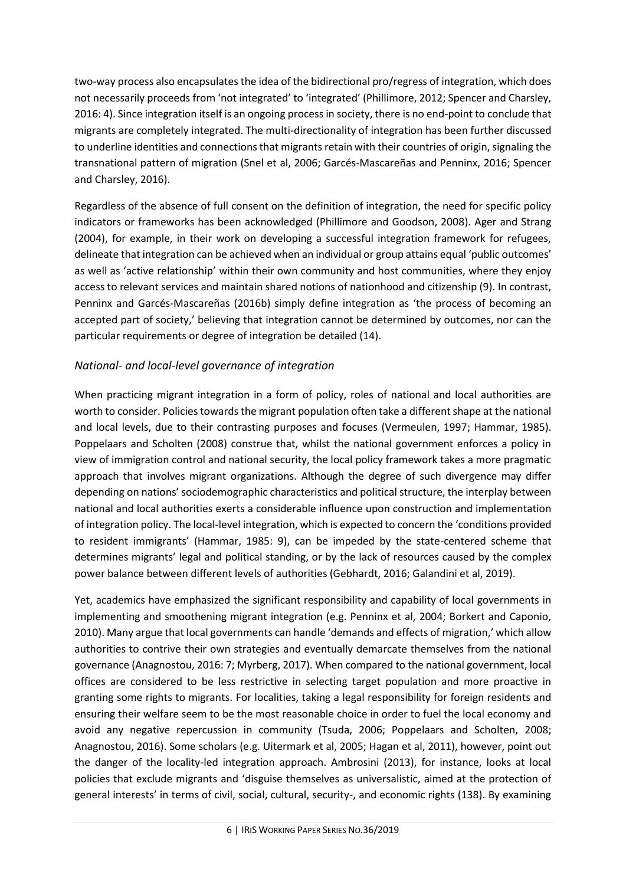two-way process also encapsulates the idea of the bidirectional pro/regress of integration, which does not necessarily proceeds from 'not integrated' to 'integrated' (Phillimore, 2012; Spencer and Charsley, 2016: 4). Since integration itself is an ongoing process in society, there is no end-point to conclude that migrants are completely integrated. The multi-directionality of integration has been further discussed to underline identities and connections that migrants retain with their countries of origin, signaling the transnational pattern of migration (Snel et al, 2006; Garcés-Mascareñas and Penninx, 2016; Spencer and Charsley, 2016).

Regardless of the absence of full consent on the definition of integration, the need for specific policy indicators or frameworks has been acknowledged (Phillimore and Goodson, 2008). Ager and Strang (2004), for example, in their work on developing a successful integration framework for refugees, delineate that integration can be achieved when an individual or group attains equal 'public outcomes' as well as 'active relationship' within their own community and host communities, where they enjoy access to relevant services and maintain shared notions of nationhood and citizenship (9). In contrast, Penninx and Garcés-Mascareñas (2016b) simply define integration as 'the process of becoming an accepted part of society,' believing that integration cannot be determined by outcomes, nor can the particular requirements or degree of integration be detailed (14).

### *National- and local-level governance of integration*

When practicing migrant integration in a form of policy, roles of national and local authorities are worth to consider. Policies towards the migrant population often take a different shape at the national and local levels, due to their contrasting purposes and focuses (Vermeulen, 1997; Hammar, 1985). Poppelaars and Scholten (2008) construe that, whilst the national government enforces a policy in view of immigration control and national security, the local policy framework takes a more pragmatic approach that involves migrant organizations. Although the degree of such divergence may differ depending on nations' sociodemographic characteristics and political structure, the interplay between national and local authorities exerts a considerable influence upon construction and implementation of integration policy. The local-level integration, which is expected to concern the 'conditions provided to resident immigrants' (Hammar, 1985: 9), can be impeded by the state-centered scheme that determines migrants' legal and political standing, or by the lack of resources caused by the complex power balance between different levels of authorities (Gebhardt, 2016; Galandini et al, 2019).

Yet, academics have emphasized the significant responsibility and capability of local governments in implementing and smoothening migrant integration (e.g. Penninx et al, 2004; Borkert and Caponio, 2010). Many argue that local governments can handle 'demands and effects of migration,' which allow authorities to contrive their own strategies and eventually demarcate themselves from the national governance (Anagnostou, 2016: 7; Myrberg, 2017). When compared to the national government, local offices are considered to be less restrictive in selecting target population and more proactive in granting some rights to migrants. For localities, taking a legal responsibility for foreign residents and ensuring their welfare seem to be the most reasonable choice in order to fuel the local economy and avoid any negative repercussion in community (Tsuda, 2006; Poppelaars and Scholten, 2008; Anagnostou, 2016). Some scholars (e.g. Uitermark et al, 2005; Hagan et al, 2011), however, point out the danger of the locality-led integration approach. Ambrosini (2013), for instance, looks at local policies that exclude migrants and 'disguise themselves as universalistic, aimed at the protection of general interests' in terms of civil, social, cultural, security-, and economic rights (138). By examining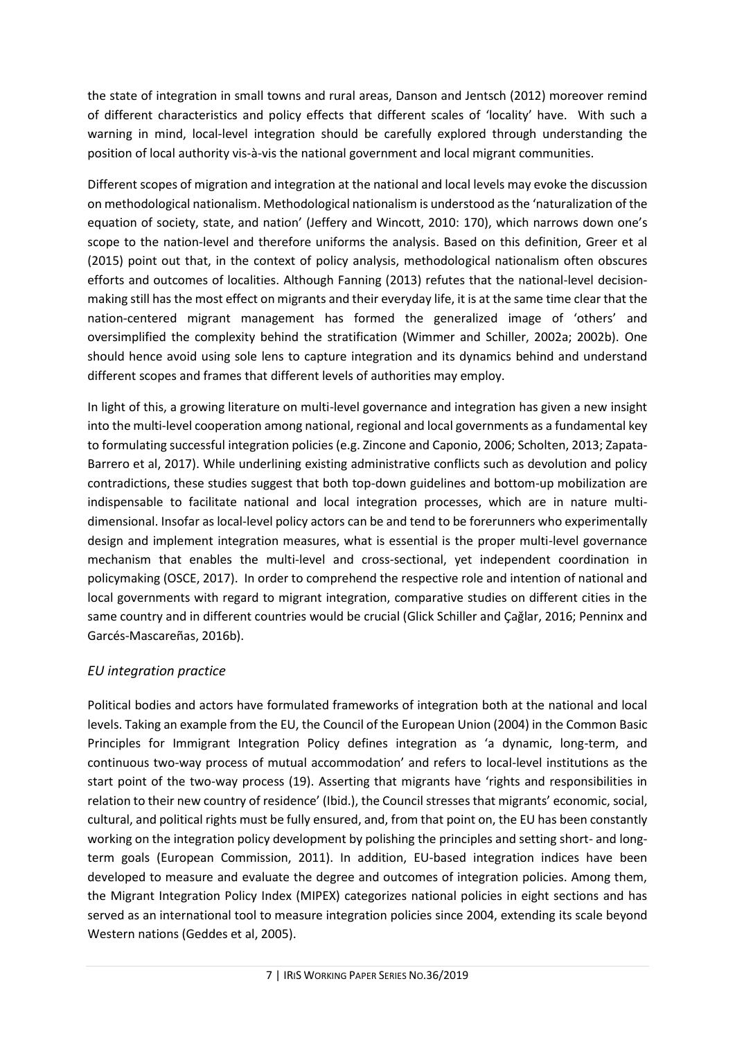the state of integration in small towns and rural areas, Danson and Jentsch (2012) moreover remind of different characteristics and policy effects that different scales of 'locality' have. With such a warning in mind, local-level integration should be carefully explored through understanding the position of local authority vis-à-vis the national government and local migrant communities.

Different scopes of migration and integration at the national and local levels may evoke the discussion on methodological nationalism. Methodological nationalism is understood as the 'naturalization of the equation of society, state, and nation' (Jeffery and Wincott, 2010: 170), which narrows down one's scope to the nation-level and therefore uniforms the analysis. Based on this definition, Greer et al (2015) point out that, in the context of policy analysis, methodological nationalism often obscures efforts and outcomes of localities. Although Fanning (2013) refutes that the national-level decision-making still has the most effect on migrants and their everyday life, it is at the same time clear that the nation-centered migrant management has formed the generalized image of 'others' and oversimplified the complexity behind the stratification (Wimmer and Schiller, 2002a; 2002b). One should hence avoid using sole lens to capture integration and its dynamics behind and understand different scopes and frames that different levels of authorities may employ.

In light of this, a growing literature on multi-level governance and integration has given a new insight into the multi-level cooperation among national, regional and local governments as a fundamental key to formulating successful integration policies (e.g. Zincone and Caponio, 2006; Scholten, 2013; Zapata-Barrero et al, 2017). While underlining existing administrative conflicts such as devolution and policy contradictions, these studies suggest that both top-down guidelines and bottom-up mobilization are indispensable to facilitate national and local integration processes, which are in nature multi-dimensional. Insofar as local-level policy actors can be and tend to be forerunners who experimentally design and implement integration measures, what is essential is the proper multi-level governance mechanism that enables the multi-level and cross-sectional, yet independent coordination in policymaking (OSCE, 2017). In order to comprehend the respective role and intention of national and local governments with regard to migrant integration, comparative studies on different cities in the same country and in different countries would be crucial (Glick Schiller and Çağlar, 2016; Penninx and Garcés-Mascareñas, 2016b).

### *EU integration practice*

Political bodies and actors have formulated frameworks of integration both at the national and local levels. Taking an example from the EU, the Council of the European Union (2004) in the Common Basic Principles for Immigrant Integration Policy defines integration as 'a dynamic, long-term, and continuous two-way process of mutual accommodation' and refers to local-level institutions as the start point of the two-way process (19). Asserting that migrants have 'rights and responsibilities in relation to their new country of residence' (Ibid.), the Council stresses that migrants' economic, social, cultural, and political rights must be fully ensured, and, from that point on, the EU has been constantly working on the integration policy development by polishing the principles and setting short- and long-term goals (European Commission, 2011). In addition, EU-based integration indices have been developed to measure and evaluate the degree and outcomes of integration policies. Among them, the Migrant Integration Policy Index (MIPEX) categorizes national policies in eight sections and has served as an international tool to measure integration policies since 2004, extending its scale beyond Western nations (Geddes et al, 2005).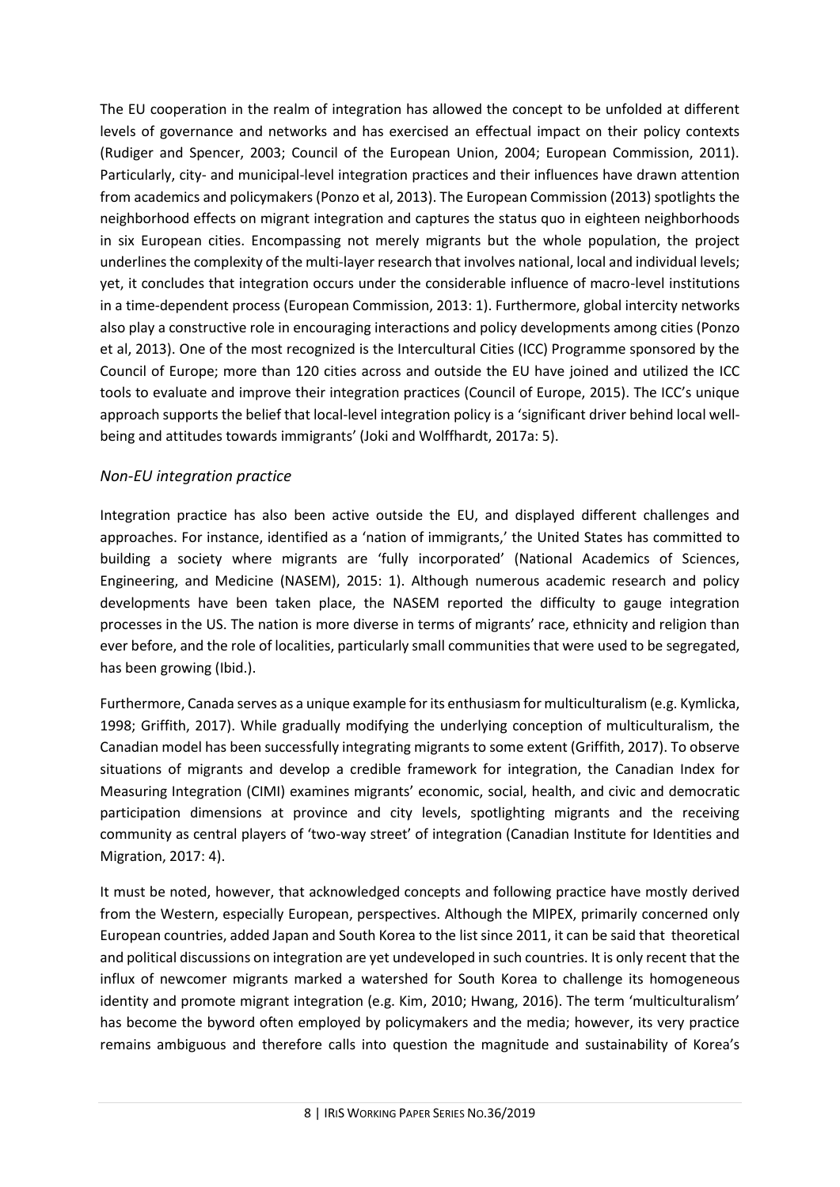The EU cooperation in the realm of integration has allowed the concept to be unfolded at different levels of governance and networks and has exercised an effectual impact on their policy contexts (Rudiger and Spencer, 2003; Council of the European Union, 2004; European Commission, 2011). Particularly, city- and municipal-level integration practices and their influences have drawn attention from academics and policymakers (Ponzo et al, 2013). The European Commission (2013) spotlights the neighborhood effects on migrant integration and captures the status quo in eighteen neighborhoods in six European cities. Encompassing not merely migrants but the whole population, the project underlines the complexity of the multi-layer research that involves national, local and individual levels; yet, it concludes that integration occurs under the considerable influence of macro-level institutions in a time-dependent process (European Commission, 2013: 1). Furthermore, global intercity networks also play a constructive role in encouraging interactions and policy developments among cities (Ponzo et al, 2013). One of the most recognized is the Intercultural Cities (ICC) Programme sponsored by the Council of Europe; more than 120 cities across and outside the EU have joined and utilized the ICC tools to evaluate and improve their integration practices (Council of Europe, 2015). The ICC's unique approach supports the belief that local-level integration policy is a 'significant driver behind local well-being and attitudes towards immigrants' (Joki and Wolffhardt, 2017a: 5).

### *Non-EU integration practice*

Integration practice has also been active outside the EU, and displayed different challenges and approaches. For instance, identified as a 'nation of immigrants,' the United States has committed to building a society where migrants are 'fully incorporated' (National Academics of Sciences, Engineering, and Medicine (NASEM), 2015: 1). Although numerous academic research and policy developments have been taken place, the NASEM reported the difficulty to gauge integration processes in the US. The nation is more diverse in terms of migrants' race, ethnicity and religion than ever before, and the role of localities, particularly small communities that were used to be segregated, has been growing (Ibid.).

Furthermore, Canada serves as a unique example for its enthusiasm for multiculturalism (e.g. Kymlicka, 1998; Griffith, 2017). While gradually modifying the underlying conception of multiculturalism, the Canadian model has been successfully integrating migrants to some extent (Griffith, 2017). To observe situations of migrants and develop a credible framework for integration, the Canadian Index for Measuring Integration (CIMI) examines migrants' economic, social, health, and civic and democratic participation dimensions at province and city levels, spotlighting migrants and the receiving community as central players of 'two-way street' of integration (Canadian Institute for Identities and Migration, 2017: 4).

It must be noted, however, that acknowledged concepts and following practice have mostly derived from the Western, especially European, perspectives. Although the MIPEX, primarily concerned only European countries, added Japan and South Korea to the list since 2011, it can be said that theoretical and political discussions on integration are yet undeveloped in such countries. It is only recent that the influx of newcomer migrants marked a watershed for South Korea to challenge its homogeneous identity and promote migrant integration (e.g. Kim, 2010; Hwang, 2016). The term 'multiculturalism' has become the byword often employed by policymakers and the media; however, its very practice remains ambiguous and therefore calls into question the magnitude and sustainability of Korea's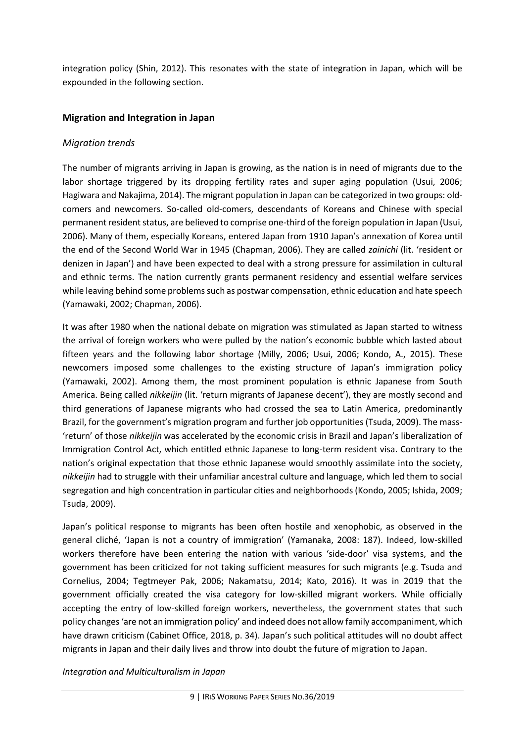integration policy (Shin, 2012). This resonates with the state of integration in Japan, which will be expounded in the following section.

## Migration and Integration in Japan

### *Migration trends*

The number of migrants arriving in Japan is growing, as the nation is in need of migrants due to the labor shortage triggered by its dropping fertility rates and super aging population (Usui, 2006; Hagiwara and Nakajima, 2014). The migrant population in Japan can be categorized in two groups: old-comers and newcomers. So-called old-comers, descendants of Koreans and Chinese with special permanent resident status, are believed to comprise one-third of the foreign population in Japan (Usui, 2006). Many of them, especially Koreans, entered Japan from 1910 Japan's annexation of Korea until the end of the Second World War in 1945 (Chapman, 2006). They are called *zainichi* (lit. 'resident or denizen in Japan') and have been expected to deal with a strong pressure for assimilation in cultural and ethnic terms. The nation currently grants permanent residency and essential welfare services while leaving behind some problems such as postwar compensation, ethnic education and hate speech (Yamawaki, 2002; Chapman, 2006).

It was after 1980 when the national debate on migration was stimulated as Japan started to witness the arrival of foreign workers who were pulled by the nation's economic bubble which lasted about fifteen years and the following labor shortage (Milly, 2006; Usui, 2006; Kondo, A., 2015). These newcomers imposed some challenges to the existing structure of Japan's immigration policy (Yamawaki, 2002). Among them, the most prominent population is ethnic Japanese from South America. Being called *nikkeijin* (lit. 'return migrants of Japanese decent'), they are mostly second and third generations of Japanese migrants who had crossed the sea to Latin America, predominantly Brazil, for the government's migration program and further job opportunities (Tsuda, 2009). The mass-'return' of those *nikkeijin* was accelerated by the economic crisis in Brazil and Japan's liberalization of Immigration Control Act, which entitled ethnic Japanese to long-term resident visa. Contrary to the nation's original expectation that those ethnic Japanese would smoothly assimilate into the society, *nikkeijin* had to struggle with their unfamiliar ancestral culture and language, which led them to social segregation and high concentration in particular cities and neighborhoods (Kondo, 2005; Ishida, 2009; Tsuda, 2009).

Japan's political response to migrants has been often hostile and xenophobic, as observed in the general cliché, 'Japan is not a country of immigration' (Yamanaka, 2008: 187). Indeed, low-skilled workers therefore have been entering the nation with various 'side-door' visa systems, and the government has been criticized for not taking sufficient measures for such migrants (e.g. Tsuda and Cornelius, 2004; Tegtmeyer Pak, 2006; Nakamatsu, 2014; Kato, 2016). It was in 2019 that the government officially created the visa category for low-skilled migrant workers. While officially accepting the entry of low-skilled foreign workers, nevertheless, the government states that such policy changes 'are not an immigration policy' and indeed does not allow family accompaniment, which have drawn criticism (Cabinet Office, 2018, p. 34). Japan's such political attitudes will no doubt affect migrants in Japan and their daily lives and throw into doubt the future of migration to Japan.

### *Integration and Multiculturalism in Japan*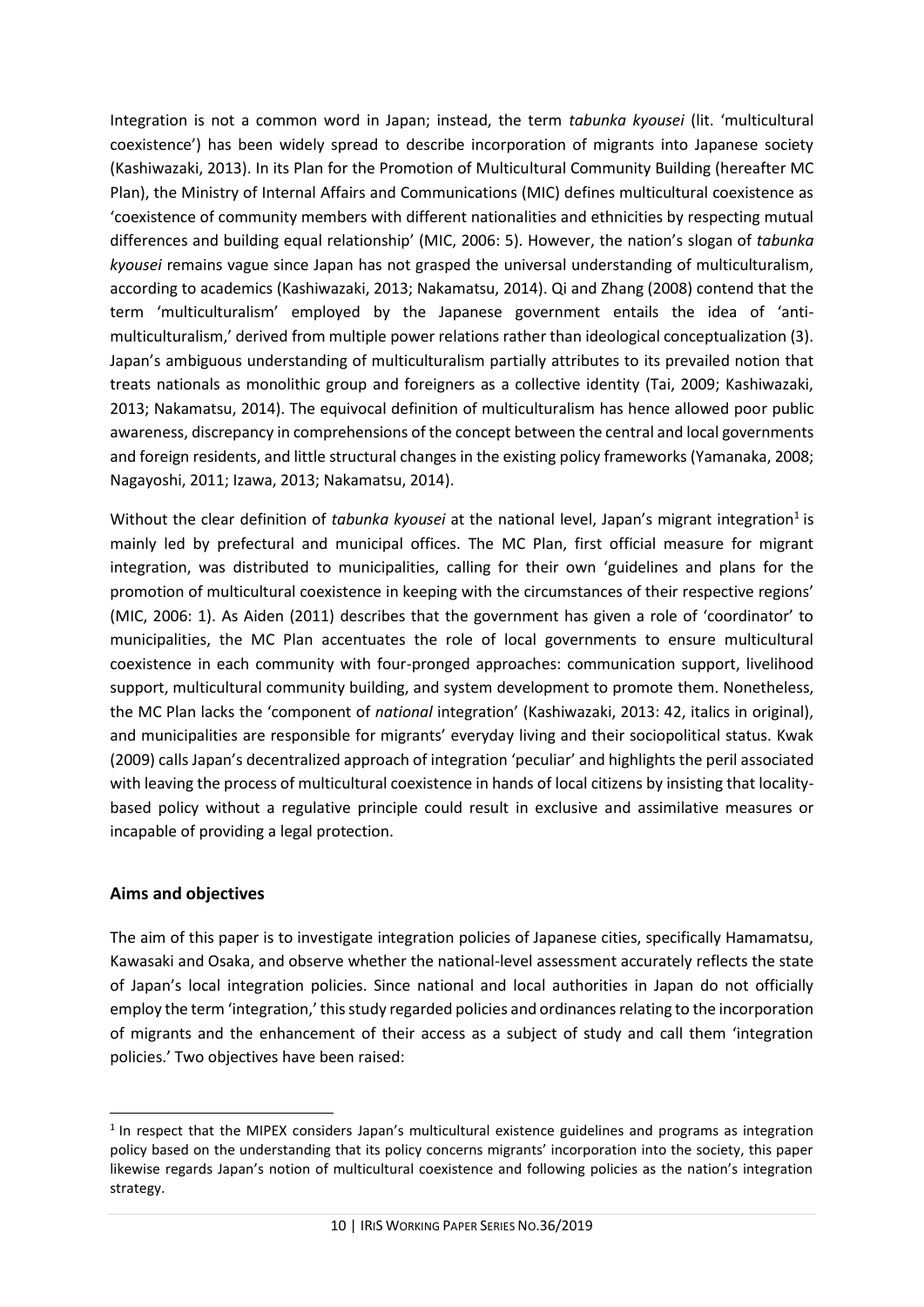Integration is not a common word in Japan; instead, the term *tabunka kyousei* (lit. 'multicultural coexistence') has been widely spread to describe incorporation of migrants into Japanese society (Kashiwazaki, 2013). In its Plan for the Promotion of Multicultural Community Building (hereafter MC Plan), the Ministry of Internal Affairs and Communications (MIC) defines multicultural coexistence as 'coexistence of community members with different nationalities and ethnicities by respecting mutual differences and building equal relationship' (MIC, 2006: 5). However, the nation's slogan of *tabunka kyousei* remains vague since Japan has not grasped the universal understanding of multiculturalism, according to academics (Kashiwazaki, 2013; Nakamatsu, 2014). Qi and Zhang (2008) contend that the term 'multiculturalism' employed by the Japanese government entails the idea of 'anti-multiculturalism,' derived from multiple power relations rather than ideological conceptualization (3). Japan's ambiguous understanding of multiculturalism partially attributes to its prevailed notion that treats nationals as monolithic group and foreigners as a collective identity (Tai, 2009; Kashiwazaki, 2013; Nakamatsu, 2014). The equivocal definition of multiculturalism has hence allowed poor public awareness, discrepancy in comprehensions of the concept between the central and local governments and foreign residents, and little structural changes in the existing policy frameworks (Yamanaka, 2008; Nagayoshi, 2011; Izawa, 2013; Nakamatsu, 2014).

Without the clear definition of *tabunka kyousei* at the national level, Japan's migrant integration[1] is mainly led by prefectural and municipal offices. The MC Plan, first official measure for migrant integration, was distributed to municipalities, calling for their own 'guidelines and plans for the promotion of multicultural coexistence in keeping with the circumstances of their respective regions' (MIC, 2006: 1). As Aiden (2011) describes that the government has given a role of 'coordinator' to municipalities, the MC Plan accentuates the role of local governments to ensure multicultural coexistence in each community with four-pronged approaches: communication support, livelihood support, multicultural community building, and system development to promote them. Nonetheless, the MC Plan lacks the 'component of *national* integration' (Kashiwazaki, 2013: 42, italics in original), and municipalities are responsible for migrants' everyday living and their sociopolitical status. Kwak (2009) calls Japan's decentralized approach of integration 'peculiar' and highlights the peril associated with leaving the process of multicultural coexistence in hands of local citizens by insisting that locality-based policy without a regulative principle could result in exclusive and assimilative measures or incapable of providing a legal protection.

## Aims and objectives

The aim of this paper is to investigate integration policies of Japanese cities, specifically Hamamatsu, Kawasaki and Osaka, and observe whether the national-level assessment accurately reflects the state of Japan's local integration policies. Since national and local authorities in Japan do not officially employ the term 'integration,' this study regarded policies and ordinances relating to the incorporation of migrants and the enhancement of their access as a subject of study and call them 'integration policies.' Two objectives have been raised:

[1] In respect that the MIPEX considers Japan's multicultural existence guidelines and programs as integration policy based on the understanding that its policy concerns migrants' incorporation into the society, this paper likewise regards Japan's notion of multicultural coexistence and following policies as the nation's integration strategy.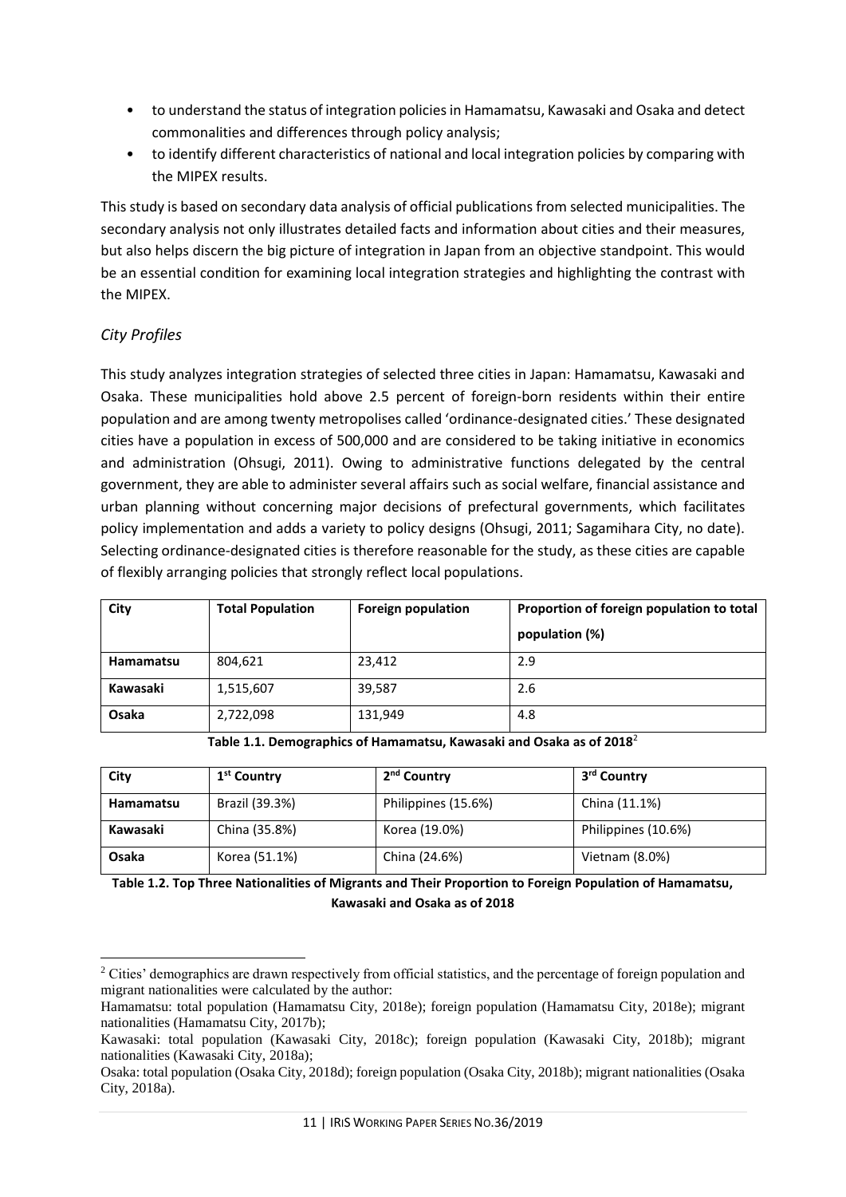- to understand the status of integration policies in Hamamatsu, Kawasaki and Osaka and detect commonalities and differences through policy analysis;
- to identify different characteristics of national and local integration policies by comparing with the MIPEX results.

This study is based on secondary data analysis of official publications from selected municipalities. The secondary analysis not only illustrates detailed facts and information about cities and their measures, but also helps discern the big picture of integration in Japan from an objective standpoint. This would be an essential condition for examining local integration strategies and highlighting the contrast with the MIPEX.

### *City Profiles*

This study analyzes integration strategies of selected three cities in Japan: Hamamatsu, Kawasaki and Osaka. These municipalities hold above 2.5 percent of foreign-born residents within their entire population and are among twenty metropolises called 'ordinance-designated cities.' These designated cities have a population in excess of 500,000 and are considered to be taking initiative in economics and administration (Ohsugi, 2011). Owing to administrative functions delegated by the central government, they are able to administer several affairs such as social welfare, financial assistance and urban planning without concerning major decisions of prefectural governments, which facilitates policy implementation and adds a variety to policy designs (Ohsugi, 2011; Sagamihara City, no date). Selecting ordinance-designated cities is therefore reasonable for the study, as these cities are capable of flexibly arranging policies that strongly reflect local populations.

| City | Total Population | Foreign population | Proportion of foreign population to total population (%) |
|---|---|---|---|
| **Hamamatsu** | 804,621 | 23,412 | 2.9 |
| **Kawasaki** | 1,515,607 | 39,587 | 2.6 |
| **Osaka** | 2,722,098 | 131,949 | 4.8 |

**Table 1.1. Demographics of Hamamatsu, Kawasaki and Osaka as of 2018**[2]

| City | 1st Country | 2nd Country | 3rd Country |
|---|---|---|---|
| **Hamamatsu** | Brazil (39.3%) | Philippines (15.6%) | China (11.1%) |
| **Kawasaki** | China (35.8%) | Korea (19.0%) | Philippines (10.6%) |
| **Osaka** | Korea (51.1%) | China (24.6%) | Vietnam (8.0%) |

**Table 1.2. Top Three Nationalities of Migrants and Their Proportion to Foreign Population of Hamamatsu, Kawasaki and Osaka as of 2018**

[2] Cities' demographics are drawn respectively from official statistics, and the percentage of foreign population and migrant nationalities were calculated by the author:
Hamamatsu: total population (Hamamatsu City, 2018e); foreign population (Hamamatsu City, 2018e); migrant nationalities (Hamamatsu City, 2017b);
Kawasaki: total population (Kawasaki City, 2018c); foreign population (Kawasaki City, 2018b); migrant nationalities (Kawasaki City, 2018a);
Osaka: total population (Osaka City, 2018d); foreign population (Osaka City, 2018b); migrant nationalities (Osaka City, 2018a).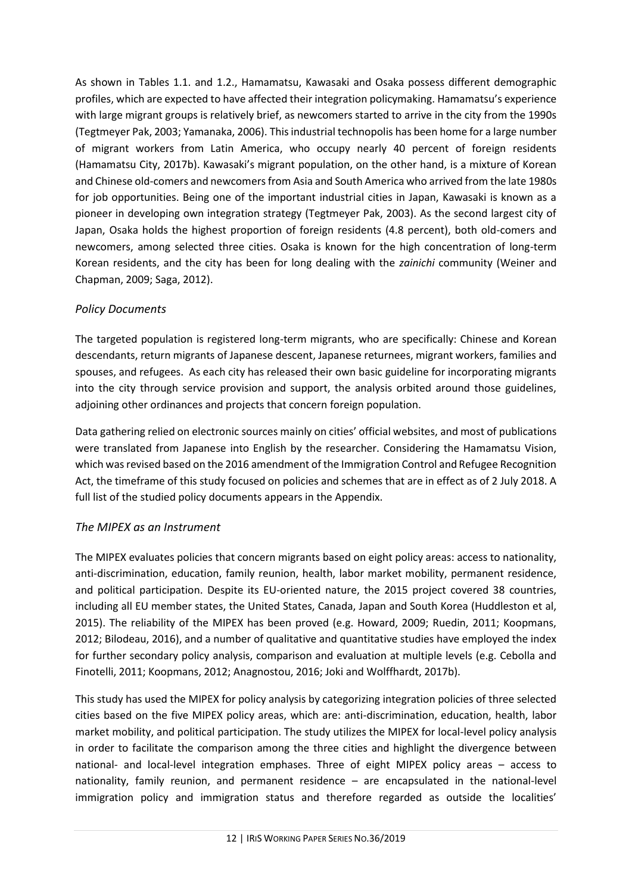As shown in Tables 1.1. and 1.2., Hamamatsu, Kawasaki and Osaka possess different demographic profiles, which are expected to have affected their integration policymaking. Hamamatsu's experience with large migrant groups is relatively brief, as newcomers started to arrive in the city from the 1990s (Tegtmeyer Pak, 2003; Yamanaka, 2006). This industrial technopolis has been home for a large number of migrant workers from Latin America, who occupy nearly 40 percent of foreign residents (Hamamatsu City, 2017b). Kawasaki's migrant population, on the other hand, is a mixture of Korean and Chinese old-comers and newcomers from Asia and South America who arrived from the late 1980s for job opportunities. Being one of the important industrial cities in Japan, Kawasaki is known as a pioneer in developing own integration strategy (Tegtmeyer Pak, 2003). As the second largest city of Japan, Osaka holds the highest proportion of foreign residents (4.8 percent), both old-comers and newcomers, among selected three cities. Osaka is known for the high concentration of long-term Korean residents, and the city has been for long dealing with the *zainichi* community (Weiner and Chapman, 2009; Saga, 2012).

### *Policy Documents*

The targeted population is registered long-term migrants, who are specifically: Chinese and Korean descendants, return migrants of Japanese descent, Japanese returnees, migrant workers, families and spouses, and refugees. As each city has released their own basic guideline for incorporating migrants into the city through service provision and support, the analysis orbited around those guidelines, adjoining other ordinances and projects that concern foreign population.

Data gathering relied on electronic sources mainly on cities' official websites, and most of publications were translated from Japanese into English by the researcher. Considering the Hamamatsu Vision, which was revised based on the 2016 amendment of the Immigration Control and Refugee Recognition Act, the timeframe of this study focused on policies and schemes that are in effect as of 2 July 2018. A full list of the studied policy documents appears in the Appendix.

### *The MIPEX as an Instrument*

The MIPEX evaluates policies that concern migrants based on eight policy areas: access to nationality, anti-discrimination, education, family reunion, health, labor market mobility, permanent residence, and political participation. Despite its EU-oriented nature, the 2015 project covered 38 countries, including all EU member states, the United States, Canada, Japan and South Korea (Huddleston et al, 2015). The reliability of the MIPEX has been proved (e.g. Howard, 2009; Ruedin, 2011; Koopmans, 2012; Bilodeau, 2016), and a number of qualitative and quantitative studies have employed the index for further secondary policy analysis, comparison and evaluation at multiple levels (e.g. Cebolla and Finotelli, 2011; Koopmans, 2012; Anagnostou, 2016; Joki and Wolffhardt, 2017b).

This study has used the MIPEX for policy analysis by categorizing integration policies of three selected cities based on the five MIPEX policy areas, which are: anti-discrimination, education, health, labor market mobility, and political participation. The study utilizes the MIPEX for local-level policy analysis in order to facilitate the comparison among the three cities and highlight the divergence between national- and local-level integration emphases. Three of eight MIPEX policy areas – access to nationality, family reunion, and permanent residence – are encapsulated in the national-level immigration policy and immigration status and therefore regarded as outside the localities'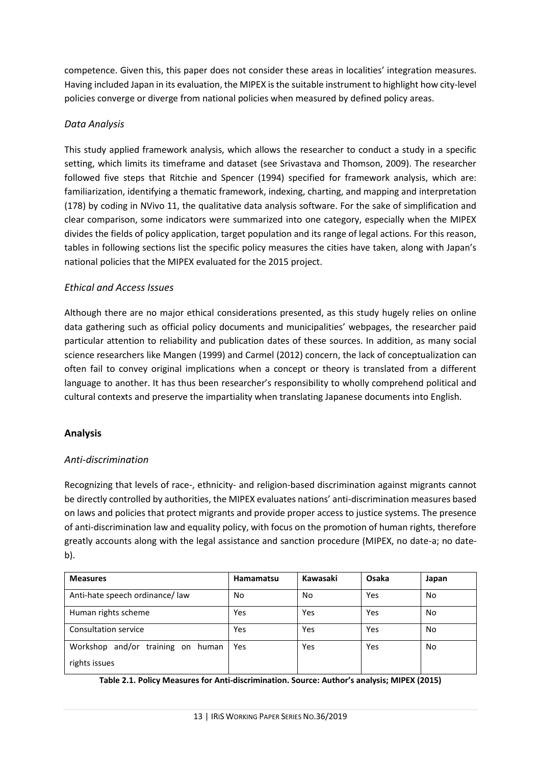competence. Given this, this paper does not consider these areas in localities' integration measures. Having included Japan in its evaluation, the MIPEX is the suitable instrument to highlight how city-level policies converge or diverge from national policies when measured by defined policy areas.

### *Data Analysis*

This study applied framework analysis, which allows the researcher to conduct a study in a specific setting, which limits its timeframe and dataset (see Srivastava and Thomson, 2009). The researcher followed five steps that Ritchie and Spencer (1994) specified for framework analysis, which are: familiarization, identifying a thematic framework, indexing, charting, and mapping and interpretation (178) by coding in NVivo 11, the qualitative data analysis software. For the sake of simplification and clear comparison, some indicators were summarized into one category, especially when the MIPEX divides the fields of policy application, target population and its range of legal actions. For this reason, tables in following sections list the specific policy measures the cities have taken, along with Japan's national policies that the MIPEX evaluated for the 2015 project.

### *Ethical and Access Issues*

Although there are no major ethical considerations presented, as this study hugely relies on online data gathering such as official policy documents and municipalities' webpages, the researcher paid particular attention to reliability and publication dates of these sources. In addition, as many social science researchers like Mangen (1999) and Carmel (2012) concern, the lack of conceptualization can often fail to convey original implications when a concept or theory is translated from a different language to another. It has thus been researcher's responsibility to wholly comprehend political and cultural contexts and preserve the impartiality when translating Japanese documents into English.

## Analysis

### *Anti-discrimination*

Recognizing that levels of race-, ethnicity- and religion-based discrimination against migrants cannot be directly controlled by authorities, the MIPEX evaluates nations' anti-discrimination measures based on laws and policies that protect migrants and provide proper access to justice systems. The presence of anti-discrimination law and equality policy, with focus on the promotion of human rights, therefore greatly accounts along with the legal assistance and sanction procedure (MIPEX, no date-a; no date-b).

| Measures | Hamamatsu | Kawasaki | Osaka | Japan |
|---|---|---|---|---|
| Anti-hate speech ordinance/ law | No | No | Yes | No |
| Human rights scheme | Yes | Yes | Yes | No |
| Consultation service | Yes | Yes | Yes | No |
| Workshop and/or training on human rights issues | Yes | Yes | Yes | No |

**Table 2.1. Policy Measures for Anti-discrimination. Source: Author's analysis; MIPEX (2015)**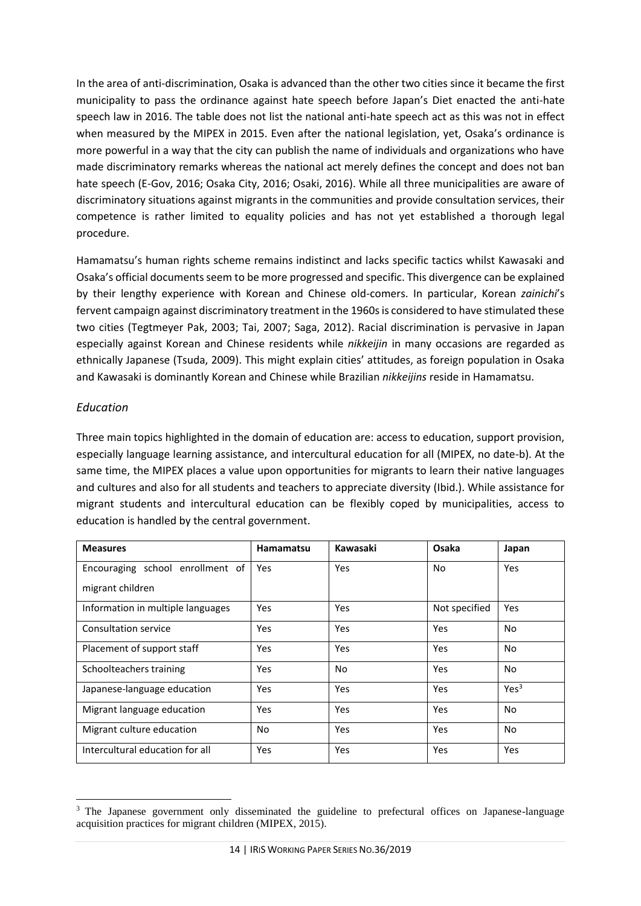In the area of anti-discrimination, Osaka is advanced than the other two cities since it became the first municipality to pass the ordinance against hate speech before Japan's Diet enacted the anti-hate speech law in 2016. The table does not list the national anti-hate speech act as this was not in effect when measured by the MIPEX in 2015. Even after the national legislation, yet, Osaka's ordinance is more powerful in a way that the city can publish the name of individuals and organizations who have made discriminatory remarks whereas the national act merely defines the concept and does not ban hate speech (E-Gov, 2016; Osaka City, 2016; Osaki, 2016). While all three municipalities are aware of discriminatory situations against migrants in the communities and provide consultation services, their competence is rather limited to equality policies and has not yet established a thorough legal procedure.

Hamamatsu's human rights scheme remains indistinct and lacks specific tactics whilst Kawasaki and Osaka's official documents seem to be more progressed and specific. This divergence can be explained by their lengthy experience with Korean and Chinese old-comers. In particular, Korean *zainichi*'s fervent campaign against discriminatory treatment in the 1960s is considered to have stimulated these two cities (Tegtmeyer Pak, 2003; Tai, 2007; Saga, 2012). Racial discrimination is pervasive in Japan especially against Korean and Chinese residents while *nikkeijin* in many occasions are regarded as ethnically Japanese (Tsuda, 2009). This might explain cities' attitudes, as foreign population in Osaka and Kawasaki is dominantly Korean and Chinese while Brazilian *nikkeijins* reside in Hamamatsu.

### *Education*

Three main topics highlighted in the domain of education are: access to education, support provision, especially language learning assistance, and intercultural education for all (MIPEX, no date-b). At the same time, the MIPEX places a value upon opportunities for migrants to learn their native languages and cultures and also for all students and teachers to appreciate diversity (Ibid.). While assistance for migrant students and intercultural education can be flexibly coped by municipalities, access to education is handled by the central government.

| Measures | Hamamatsu | Kawasaki | Osaka | Japan |
|---|---|---|---|---|
| Encouraging school enrollment of migrant children | Yes | Yes | No | Yes |
| Information in multiple languages | Yes | Yes | Not specified | Yes |
| Consultation service | Yes | Yes | Yes | No |
| Placement of support staff | Yes | Yes | Yes | No |
| Schoolteachers training | Yes | No | Yes | No |
| Japanese-language education | Yes | Yes | Yes | Yes[3] |
| Migrant language education | Yes | Yes | Yes | No |
| Migrant culture education | No | Yes | Yes | No |
| Intercultural education for all | Yes | Yes | Yes | Yes |

[3] The Japanese government only disseminated the guideline to prefectural offices on Japanese-language acquisition practices for migrant children (MIPEX, 2015).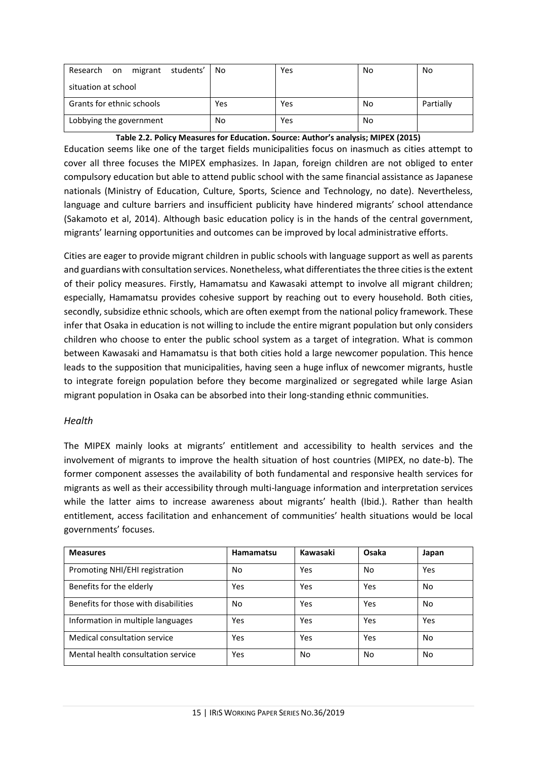| | | | | |
|---|---|---|---|---|
| Research on migrant students' situation at school | No | Yes | No | No |
| Grants for ethnic schools | Yes | Yes | No | Partially |
| Lobbying the government | No | Yes | No | |

**Table 2.2. Policy Measures for Education. Source: Author's analysis; MIPEX (2015)**

Education seems like one of the target fields municipalities focus on inasmuch as cities attempt to cover all three focuses the MIPEX emphasizes. In Japan, foreign children are not obliged to enter compulsory education but able to attend public school with the same financial assistance as Japanese nationals (Ministry of Education, Culture, Sports, Science and Technology, no date). Nevertheless, language and culture barriers and insufficient publicity have hindered migrants' school attendance (Sakamoto et al, 2014). Although basic education policy is in the hands of the central government, migrants' learning opportunities and outcomes can be improved by local administrative efforts.

Cities are eager to provide migrant children in public schools with language support as well as parents and guardians with consultation services. Nonetheless, what differentiates the three cities is the extent of their policy measures. Firstly, Hamamatsu and Kawasaki attempt to involve all migrant children; especially, Hamamatsu provides cohesive support by reaching out to every household. Both cities, secondly, subsidize ethnic schools, which are often exempt from the national policy framework. These infer that Osaka in education is not willing to include the entire migrant population but only considers children who choose to enter the public school system as a target of integration. What is common between Kawasaki and Hamamatsu is that both cities hold a large newcomer population. This hence leads to the supposition that municipalities, having seen a huge influx of newcomer migrants, hustle to integrate foreign population before they become marginalized or segregated while large Asian migrant population in Osaka can be absorbed into their long-standing ethnic communities.

### *Health*

The MIPEX mainly looks at migrants' entitlement and accessibility to health services and the involvement of migrants to improve the health situation of host countries (MIPEX, no date-b). The former component assesses the availability of both fundamental and responsive health services for migrants as well as their accessibility through multi-language information and interpretation services while the latter aims to increase awareness about migrants' health (Ibid.). Rather than health entitlement, access facilitation and enhancement of communities' health situations would be local governments' focuses.

| **Measures** | **Hamamatsu** | **Kawasaki** | **Osaka** | **Japan** |
|---|---|---|---|---|
| Promoting NHI/EHI registration | No | Yes | No | Yes |
| Benefits for the elderly | Yes | Yes | Yes | No |
| Benefits for those with disabilities | No | Yes | Yes | No |
| Information in multiple languages | Yes | Yes | Yes | Yes |
| Medical consultation service | Yes | Yes | Yes | No |
| Mental health consultation service | Yes | No | No | No |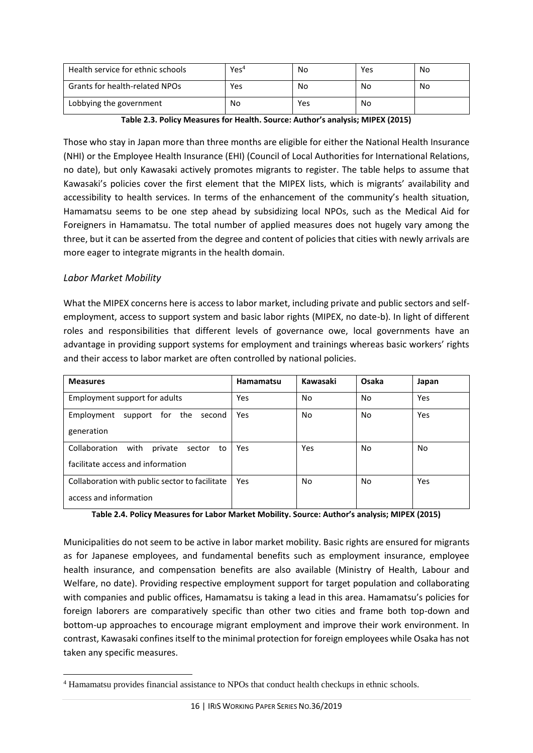| Health service for ethnic schools | Yes[4] | No | Yes | No |
|---|---|---|---|---|
| Grants for health-related NPOs | Yes | No | No | No |
| Lobbying the government | No | Yes | No | |

**Table 2.3. Policy Measures for Health. Source: Author's analysis; MIPEX (2015)**

Those who stay in Japan more than three months are eligible for either the National Health Insurance (NHI) or the Employee Health Insurance (EHI) (Council of Local Authorities for International Relations, no date), but only Kawasaki actively promotes migrants to register. The table helps to assume that Kawasaki's policies cover the first element that the MIPEX lists, which is migrants' availability and accessibility to health services. In terms of the enhancement of the community's health situation, Hamamatsu seems to be one step ahead by subsidizing local NPOs, such as the Medical Aid for Foreigners in Hamamatsu. The total number of applied measures does not hugely vary among the three, but it can be asserted from the degree and content of policies that cities with newly arrivals are more eager to integrate migrants in the health domain.

### *Labor Market Mobility*

What the MIPEX concerns here is access to labor market, including private and public sectors and self-employment, access to support system and basic labor rights (MIPEX, no date-b). In light of different roles and responsibilities that different levels of governance owe, local governments have an advantage in providing support systems for employment and trainings whereas basic workers' rights and their access to labor market are often controlled by national policies.

| **Measures** | **Hamamatsu** | **Kawasaki** | **Osaka** | **Japan** |
|---|---|---|---|---|
| Employment support for adults | Yes | No | No | Yes |
| Employment support for the second generation | Yes | No | No | Yes |
| Collaboration with private sector to facilitate access and information | Yes | Yes | No | No |
| Collaboration with public sector to facilitate access and information | Yes | No | No | Yes |

**Table 2.4. Policy Measures for Labor Market Mobility. Source: Author's analysis; MIPEX (2015)**

Municipalities do not seem to be active in labor market mobility. Basic rights are ensured for migrants as for Japanese employees, and fundamental benefits such as employment insurance, employee health insurance, and compensation benefits are also available (Ministry of Health, Labour and Welfare, no date). Providing respective employment support for target population and collaborating with companies and public offices, Hamamatsu is taking a lead in this area. Hamamatsu's policies for foreign laborers are comparatively specific than other two cities and frame both top-down and bottom-up approaches to encourage migrant employment and improve their work environment. In contrast, Kawasaki confines itself to the minimal protection for foreign employees while Osaka has not taken any specific measures.

[4] Hamamatsu provides financial assistance to NPOs that conduct health checkups in ethnic schools.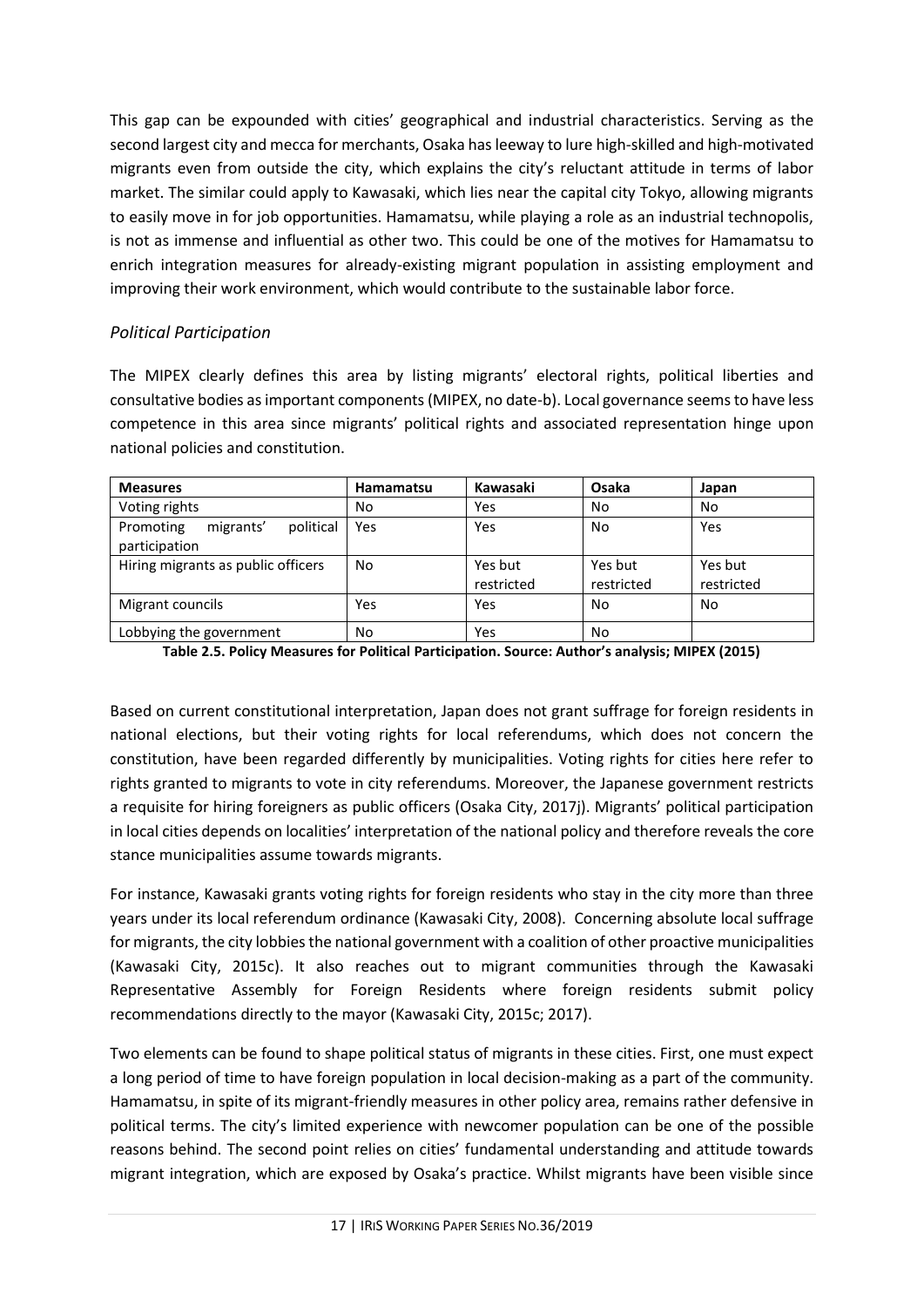This gap can be expounded with cities' geographical and industrial characteristics. Serving as the second largest city and mecca for merchants, Osaka has leeway to lure high-skilled and high-motivated migrants even from outside the city, which explains the city's reluctant attitude in terms of labor market. The similar could apply to Kawasaki, which lies near the capital city Tokyo, allowing migrants to easily move in for job opportunities. Hamamatsu, while playing a role as an industrial technopolis, is not as immense and influential as other two. This could be one of the motives for Hamamatsu to enrich integration measures for already-existing migrant population in assisting employment and improving their work environment, which would contribute to the sustainable labor force.

### *Political Participation*

The MIPEX clearly defines this area by listing migrants' electoral rights, political liberties and consultative bodies as important components (MIPEX, no date-b). Local governance seems to have less competence in this area since migrants' political rights and associated representation hinge upon national policies and constitution.

| Measures | Hamamatsu | Kawasaki | Osaka | Japan |
|---|---|---|---|---|
| Voting rights | No | Yes | No | No |
| Promoting migrants' political participation | Yes | Yes | No | Yes |
| Hiring migrants as public officers | No | Yes but restricted | Yes but restricted | Yes but restricted |
| Migrant councils | Yes | Yes | No | No |
| Lobbying the government | No | Yes | No | |

**Table 2.5. Policy Measures for Political Participation. Source: Author's analysis; MIPEX (2015)**

Based on current constitutional interpretation, Japan does not grant suffrage for foreign residents in national elections, but their voting rights for local referendums, which does not concern the constitution, have been regarded differently by municipalities. Voting rights for cities here refer to rights granted to migrants to vote in city referendums. Moreover, the Japanese government restricts a requisite for hiring foreigners as public officers (Osaka City, 2017j). Migrants' political participation in local cities depends on localities' interpretation of the national policy and therefore reveals the core stance municipalities assume towards migrants.

For instance, Kawasaki grants voting rights for foreign residents who stay in the city more than three years under its local referendum ordinance (Kawasaki City, 2008). Concerning absolute local suffrage for migrants, the city lobbies the national government with a coalition of other proactive municipalities (Kawasaki City, 2015c). It also reaches out to migrant communities through the Kawasaki Representative Assembly for Foreign Residents where foreign residents submit policy recommendations directly to the mayor (Kawasaki City, 2015c; 2017).

Two elements can be found to shape political status of migrants in these cities. First, one must expect a long period of time to have foreign population in local decision-making as a part of the community. Hamamatsu, in spite of its migrant-friendly measures in other policy area, remains rather defensive in political terms. The city's limited experience with newcomer population can be one of the possible reasons behind. The second point relies on cities' fundamental understanding and attitude towards migrant integration, which are exposed by Osaka's practice. Whilst migrants have been visible since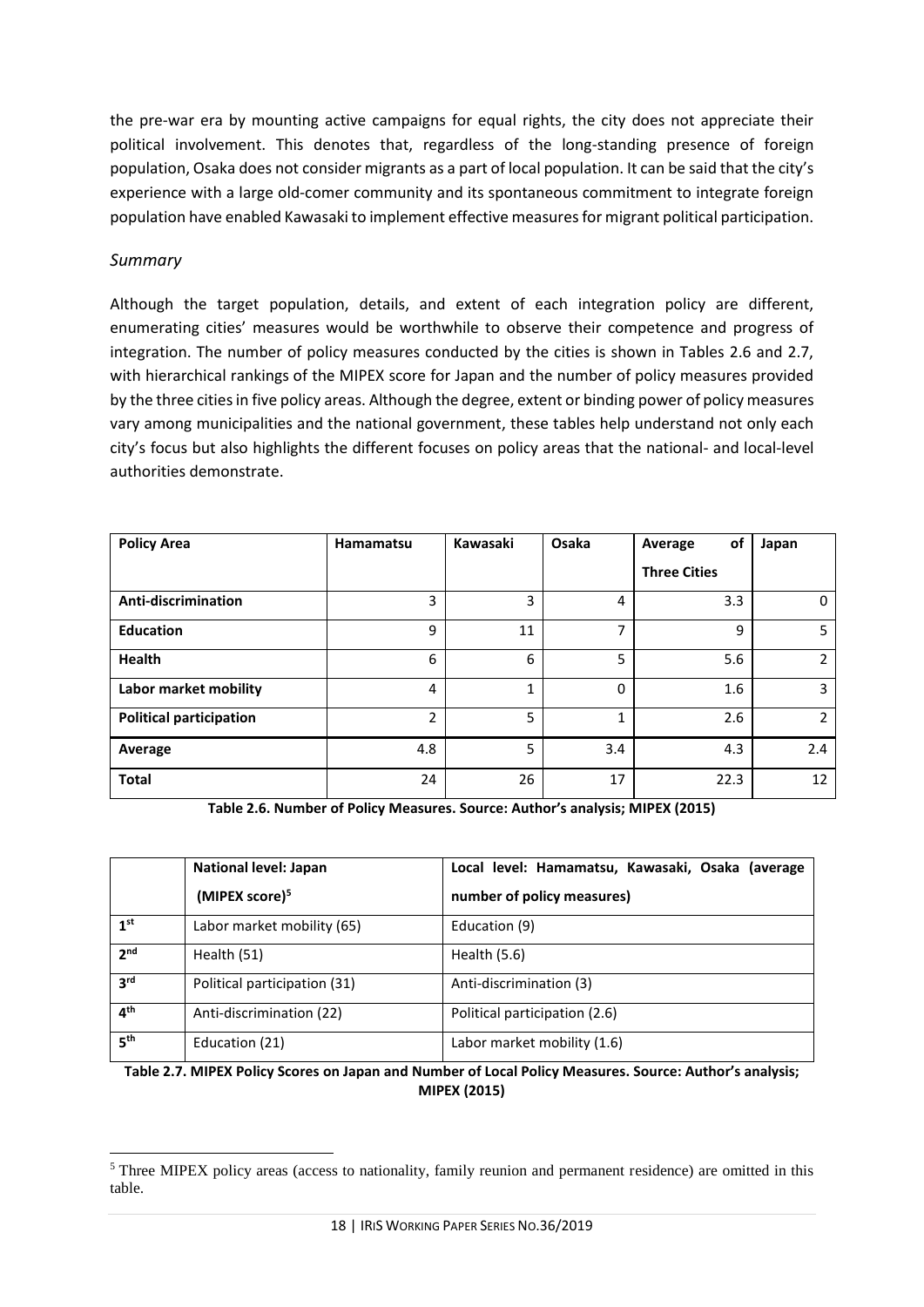the pre-war era by mounting active campaigns for equal rights, the city does not appreciate their political involvement. This denotes that, regardless of the long-standing presence of foreign population, Osaka does not consider migrants as a part of local population. It can be said that the city's experience with a large old-comer community and its spontaneous commitment to integrate foreign population have enabled Kawasaki to implement effective measures for migrant political participation.

*Summary*

Although the target population, details, and extent of each integration policy are different, enumerating cities' measures would be worthwhile to observe their competence and progress of integration. The number of policy measures conducted by the cities is shown in Tables 2.6 and 2.7, with hierarchical rankings of the MIPEX score for Japan and the number of policy measures provided by the three cities in five policy areas. Although the degree, extent or binding power of policy measures vary among municipalities and the national government, these tables help understand not only each city's focus but also highlights the different focuses on policy areas that the national- and local-level authorities demonstrate.

| Policy Area | Hamamatsu | Kawasaki | Osaka | Average of Three Cities | Japan |
|---|---|---|---|---|---|
| **Anti-discrimination** | 3 | 3 | 4 | 3.3 | 0 |
| **Education** | 9 | 11 | 7 | 9 | 5 |
| **Health** | 6 | 6 | 5 | 5.6 | 2 |
| **Labor market mobility** | 4 | 1 | 0 | 1.6 | 3 |
| **Political participation** | 2 | 5 | 1 | 2.6 | 2 |
| **Average** | 4.8 | 5 | 3.4 | 4.3 | 2.4 |
| **Total** | 24 | 26 | 17 | 22.3 | 12 |

**Table 2.6. Number of Policy Measures. Source: Author's analysis; MIPEX (2015)**

| | National level: Japan (MIPEX score)[5] | Local level: Hamamatsu, Kawasaki, Osaka (average number of policy measures) |
|---|---|---|
| 1st | Labor market mobility (65) | Education (9) |
| 2nd | Health (51) | Health (5.6) |
| 3rd | Political participation (31) | Anti-discrimination (3) |
| 4th | Anti-discrimination (22) | Political participation (2.6) |
| 5th | Education (21) | Labor market mobility (1.6) |

**Table 2.7. MIPEX Policy Scores on Japan and Number of Local Policy Measures. Source: Author's analysis; MIPEX (2015)**

[5] Three MIPEX policy areas (access to nationality, family reunion and permanent residence) are omitted in this table.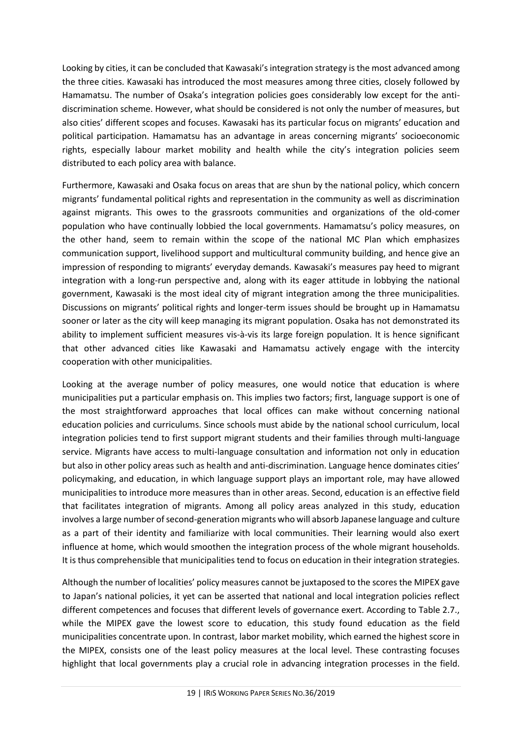Looking by cities, it can be concluded that Kawasaki's integration strategy is the most advanced among the three cities. Kawasaki has introduced the most measures among three cities, closely followed by Hamamatsu. The number of Osaka's integration policies goes considerably low except for the anti-discrimination scheme. However, what should be considered is not only the number of measures, but also cities' different scopes and focuses. Kawasaki has its particular focus on migrants' education and political participation. Hamamatsu has an advantage in areas concerning migrants' socioeconomic rights, especially labour market mobility and health while the city's integration policies seem distributed to each policy area with balance.

Furthermore, Kawasaki and Osaka focus on areas that are shun by the national policy, which concern migrants' fundamental political rights and representation in the community as well as discrimination against migrants. This owes to the grassroots communities and organizations of the old-comer population who have continually lobbied the local governments. Hamamatsu's policy measures, on the other hand, seem to remain within the scope of the national MC Plan which emphasizes communication support, livelihood support and multicultural community building, and hence give an impression of responding to migrants' everyday demands. Kawasaki's measures pay heed to migrant integration with a long-run perspective and, along with its eager attitude in lobbying the national government, Kawasaki is the most ideal city of migrant integration among the three municipalities. Discussions on migrants' political rights and longer-term issues should be brought up in Hamamatsu sooner or later as the city will keep managing its migrant population. Osaka has not demonstrated its ability to implement sufficient measures vis-à-vis its large foreign population. It is hence significant that other advanced cities like Kawasaki and Hamamatsu actively engage with the intercity cooperation with other municipalities.

Looking at the average number of policy measures, one would notice that education is where municipalities put a particular emphasis on. This implies two factors; first, language support is one of the most straightforward approaches that local offices can make without concerning national education policies and curriculums. Since schools must abide by the national school curriculum, local integration policies tend to first support migrant students and their families through multi-language service. Migrants have access to multi-language consultation and information not only in education but also in other policy areas such as health and anti-discrimination. Language hence dominates cities' policymaking, and education, in which language support plays an important role, may have allowed municipalities to introduce more measures than in other areas. Second, education is an effective field that facilitates integration of migrants. Among all policy areas analyzed in this study, education involves a large number of second-generation migrants who will absorb Japanese language and culture as a part of their identity and familiarize with local communities. Their learning would also exert influence at home, which would smoothen the integration process of the whole migrant households. It is thus comprehensible that municipalities tend to focus on education in their integration strategies.

Although the number of localities' policy measures cannot be juxtaposed to the scores the MIPEX gave to Japan's national policies, it yet can be asserted that national and local integration policies reflect different competences and focuses that different levels of governance exert. According to Table 2.7., while the MIPEX gave the lowest score to education, this study found education as the field municipalities concentrate upon. In contrast, labor market mobility, which earned the highest score in the MIPEX, consists one of the least policy measures at the local level. These contrasting focuses highlight that local governments play a crucial role in advancing integration processes in the field.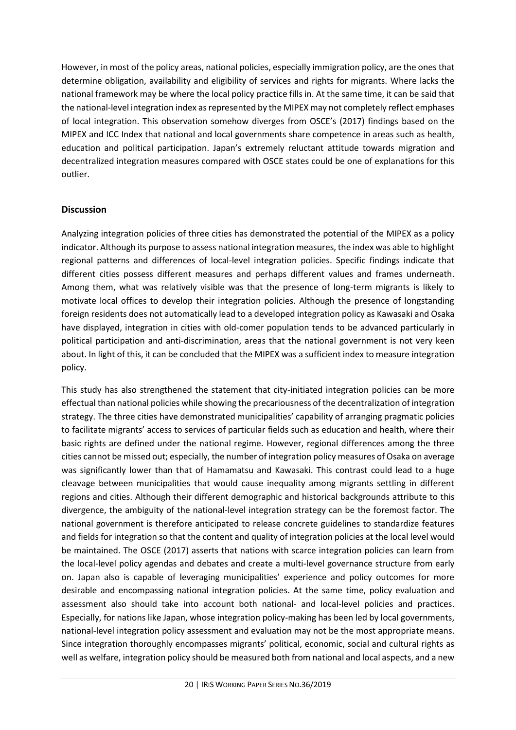However, in most of the policy areas, national policies, especially immigration policy, are the ones that determine obligation, availability and eligibility of services and rights for migrants. Where lacks the national framework may be where the local policy practice fills in. At the same time, it can be said that the national-level integration index as represented by the MIPEX may not completely reflect emphases of local integration. This observation somehow diverges from OSCE's (2017) findings based on the MIPEX and ICC Index that national and local governments share competence in areas such as health, education and political participation. Japan's extremely reluctant attitude towards migration and decentralized integration measures compared with OSCE states could be one of explanations for this outlier.

## Discussion

Analyzing integration policies of three cities has demonstrated the potential of the MIPEX as a policy indicator. Although its purpose to assess national integration measures, the index was able to highlight regional patterns and differences of local-level integration policies. Specific findings indicate that different cities possess different measures and perhaps different values and frames underneath. Among them, what was relatively visible was that the presence of long-term migrants is likely to motivate local offices to develop their integration policies. Although the presence of longstanding foreign residents does not automatically lead to a developed integration policy as Kawasaki and Osaka have displayed, integration in cities with old-comer population tends to be advanced particularly in political participation and anti-discrimination, areas that the national government is not very keen about. In light of this, it can be concluded that the MIPEX was a sufficient index to measure integration policy.

This study has also strengthened the statement that city-initiated integration policies can be more effectual than national policies while showing the precariousness of the decentralization of integration strategy. The three cities have demonstrated municipalities' capability of arranging pragmatic policies to facilitate migrants' access to services of particular fields such as education and health, where their basic rights are defined under the national regime. However, regional differences among the three cities cannot be missed out; especially, the number of integration policy measures of Osaka on average was significantly lower than that of Hamamatsu and Kawasaki. This contrast could lead to a huge cleavage between municipalities that would cause inequality among migrants settling in different regions and cities. Although their different demographic and historical backgrounds attribute to this divergence, the ambiguity of the national-level integration strategy can be the foremost factor. The national government is therefore anticipated to release concrete guidelines to standardize features and fields for integration so that the content and quality of integration policies at the local level would be maintained. The OSCE (2017) asserts that nations with scarce integration policies can learn from the local-level policy agendas and debates and create a multi-level governance structure from early on. Japan also is capable of leveraging municipalities' experience and policy outcomes for more desirable and encompassing national integration policies. At the same time, policy evaluation and assessment also should take into account both national- and local-level policies and practices. Especially, for nations like Japan, whose integration policy-making has been led by local governments, national-level integration policy assessment and evaluation may not be the most appropriate means. Since integration thoroughly encompasses migrants' political, economic, social and cultural rights as well as welfare, integration policy should be measured both from national and local aspects, and a new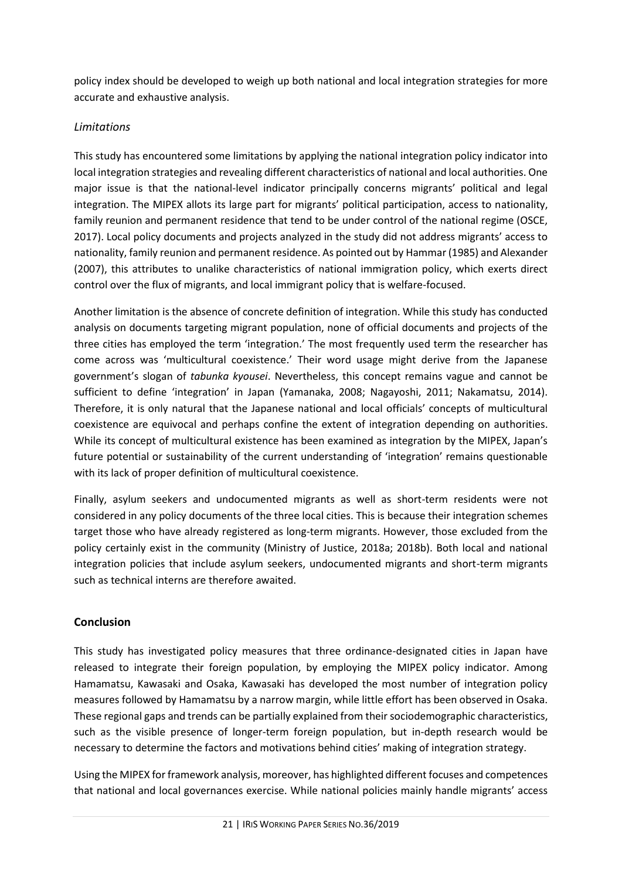policy index should be developed to weigh up both national and local integration strategies for more accurate and exhaustive analysis.

### *Limitations*

This study has encountered some limitations by applying the national integration policy indicator into local integration strategies and revealing different characteristics of national and local authorities. One major issue is that the national-level indicator principally concerns migrants' political and legal integration. The MIPEX allots its large part for migrants' political participation, access to nationality, family reunion and permanent residence that tend to be under control of the national regime (OSCE, 2017). Local policy documents and projects analyzed in the study did not address migrants' access to nationality, family reunion and permanent residence. As pointed out by Hammar (1985) and Alexander (2007), this attributes to unalike characteristics of national immigration policy, which exerts direct control over the flux of migrants, and local immigrant policy that is welfare-focused.

Another limitation is the absence of concrete definition of integration. While this study has conducted analysis on documents targeting migrant population, none of official documents and projects of the three cities has employed the term 'integration.' The most frequently used term the researcher has come across was 'multicultural coexistence.' Their word usage might derive from the Japanese government's slogan of *tabunka kyousei*. Nevertheless, this concept remains vague and cannot be sufficient to define 'integration' in Japan (Yamanaka, 2008; Nagayoshi, 2011; Nakamatsu, 2014). Therefore, it is only natural that the Japanese national and local officials' concepts of multicultural coexistence are equivocal and perhaps confine the extent of integration depending on authorities. While its concept of multicultural existence has been examined as integration by the MIPEX, Japan's future potential or sustainability of the current understanding of 'integration' remains questionable with its lack of proper definition of multicultural coexistence.

Finally, asylum seekers and undocumented migrants as well as short-term residents were not considered in any policy documents of the three local cities. This is because their integration schemes target those who have already registered as long-term migrants. However, those excluded from the policy certainly exist in the community (Ministry of Justice, 2018a; 2018b). Both local and national integration policies that include asylum seekers, undocumented migrants and short-term migrants such as technical interns are therefore awaited.

## **Conclusion**

This study has investigated policy measures that three ordinance-designated cities in Japan have released to integrate their foreign population, by employing the MIPEX policy indicator. Among Hamamatsu, Kawasaki and Osaka, Kawasaki has developed the most number of integration policy measures followed by Hamamatsu by a narrow margin, while little effort has been observed in Osaka. These regional gaps and trends can be partially explained from their sociodemographic characteristics, such as the visible presence of longer-term foreign population, but in-depth research would be necessary to determine the factors and motivations behind cities' making of integration strategy.

Using the MIPEX for framework analysis, moreover, has highlighted different focuses and competences that national and local governances exercise. While national policies mainly handle migrants' access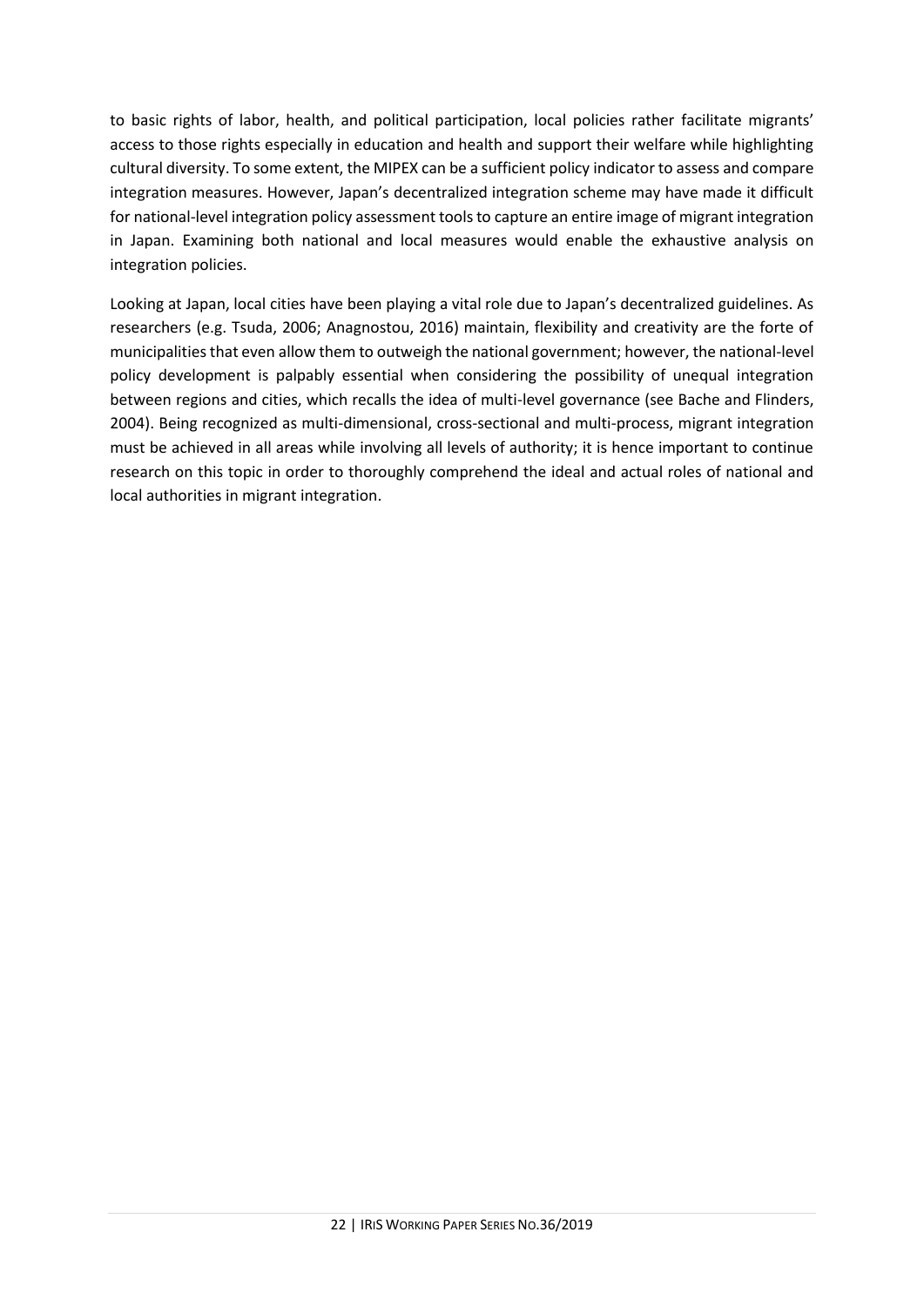to basic rights of labor, health, and political participation, local policies rather facilitate migrants' access to those rights especially in education and health and support their welfare while highlighting cultural diversity. To some extent, the MIPEX can be a sufficient policy indicator to assess and compare integration measures. However, Japan's decentralized integration scheme may have made it difficult for national-level integration policy assessment tools to capture an entire image of migrant integration in Japan. Examining both national and local measures would enable the exhaustive analysis on integration policies.

Looking at Japan, local cities have been playing a vital role due to Japan's decentralized guidelines. As researchers (e.g. Tsuda, 2006; Anagnostou, 2016) maintain, flexibility and creativity are the forte of municipalities that even allow them to outweigh the national government; however, the national-level policy development is palpably essential when considering the possibility of unequal integration between regions and cities, which recalls the idea of multi-level governance (see Bache and Flinders, 2004). Being recognized as multi-dimensional, cross-sectional and multi-process, migrant integration must be achieved in all areas while involving all levels of authority; it is hence important to continue research on this topic in order to thoroughly comprehend the ideal and actual roles of national and local authorities in migrant integration.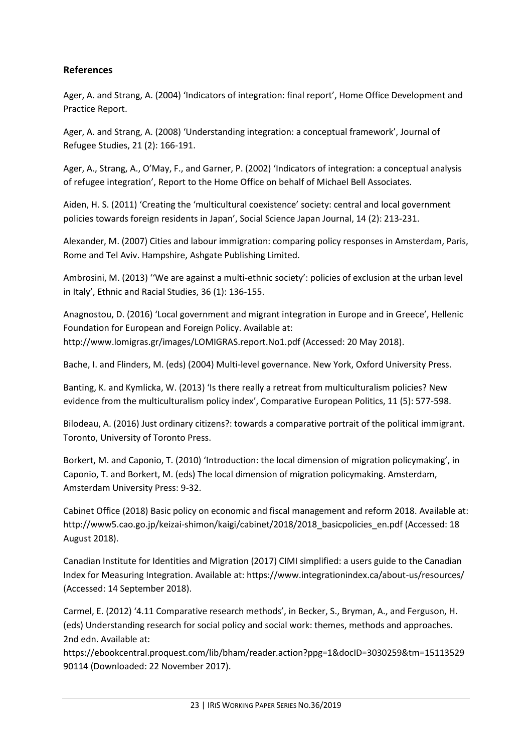## References

Ager, A. and Strang, A. (2004) 'Indicators of integration: final report', Home Office Development and Practice Report.

Ager, A. and Strang, A. (2008) 'Understanding integration: a conceptual framework', Journal of Refugee Studies, 21 (2): 166-191.

Ager, A., Strang, A., O'May, F., and Garner, P. (2002) 'Indicators of integration: a conceptual analysis of refugee integration', Report to the Home Office on behalf of Michael Bell Associates.

Aiden, H. S. (2011) 'Creating the 'multicultural coexistence' society: central and local government policies towards foreign residents in Japan', Social Science Japan Journal, 14 (2): 213-231.

Alexander, M. (2007) Cities and labour immigration: comparing policy responses in Amsterdam, Paris, Rome and Tel Aviv. Hampshire, Ashgate Publishing Limited.

Ambrosini, M. (2013) ''We are against a multi-ethnic society': policies of exclusion at the urban level in Italy', Ethnic and Racial Studies, 36 (1): 136-155.

Anagnostou, D. (2016) 'Local government and migrant integration in Europe and in Greece', Hellenic Foundation for European and Foreign Policy. Available at: http://www.lomigras.gr/images/LOMIGRAS.report.No1.pdf (Accessed: 20 May 2018).

Bache, I. and Flinders, M. (eds) (2004) Multi-level governance. New York, Oxford University Press.

Banting, K. and Kymlicka, W. (2013) 'Is there really a retreat from multiculturalism policies? New evidence from the multiculturalism policy index', Comparative European Politics, 11 (5): 577-598.

Bilodeau, A. (2016) Just ordinary citizens?: towards a comparative portrait of the political immigrant. Toronto, University of Toronto Press.

Borkert, M. and Caponio, T. (2010) 'Introduction: the local dimension of migration policymaking', in Caponio, T. and Borkert, M. (eds) The local dimension of migration policymaking. Amsterdam, Amsterdam University Press: 9-32.

Cabinet Office (2018) Basic policy on economic and fiscal management and reform 2018. Available at: http://www5.cao.go.jp/keizai-shimon/kaigi/cabinet/2018/2018_basicpolicies_en.pdf (Accessed: 18 August 2018).

Canadian Institute for Identities and Migration (2017) CIMI simplified: a users guide to the Canadian Index for Measuring Integration. Available at: https://www.integrationindex.ca/about-us/resources/ (Accessed: 14 September 2018).

Carmel, E. (2012) '4.11 Comparative research methods', in Becker, S., Bryman, A., and Ferguson, H. (eds) Understanding research for social policy and social work: themes, methods and approaches. 2nd edn. Available at: https://ebookcentral.proquest.com/lib/bham/reader.action?ppg=1&docID=3030259&tm=1511352990114 (Downloaded: 22 November 2017).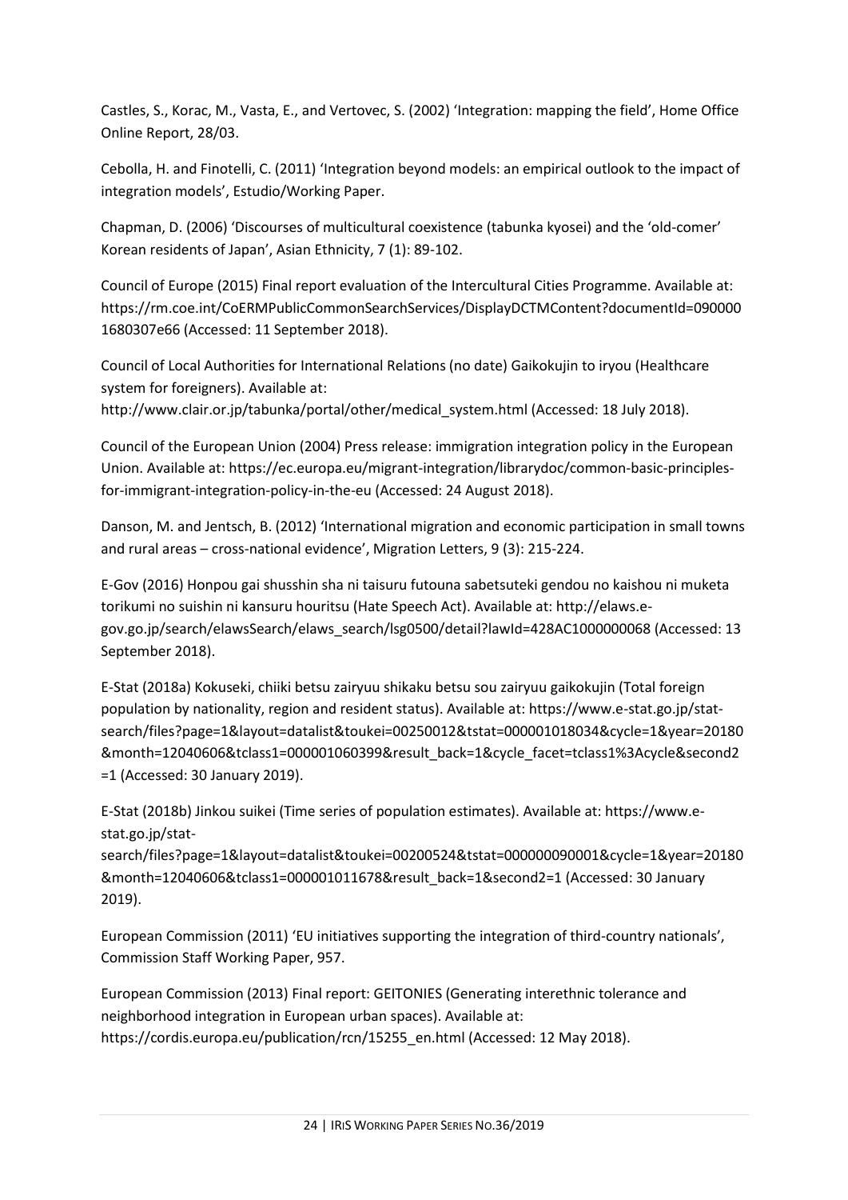Castles, S., Korac, M., Vasta, E., and Vertovec, S. (2002) 'Integration: mapping the field', Home Office Online Report, 28/03.

Cebolla, H. and Finotelli, C. (2011) 'Integration beyond models: an empirical outlook to the impact of integration models', Estudio/Working Paper.

Chapman, D. (2006) 'Discourses of multicultural coexistence (tabunka kyosei) and the 'old-comer' Korean residents of Japan', Asian Ethnicity, 7 (1): 89-102.

Council of Europe (2015) Final report evaluation of the Intercultural Cities Programme. Available at: https://rm.coe.int/CoERMPublicCommonSearchServices/DisplayDCTMContent?documentId=0900001680307e66 (Accessed: 11 September 2018).

Council of Local Authorities for International Relations (no date) Gaikokujin to iryou (Healthcare system for foreigners). Available at: http://www.clair.or.jp/tabunka/portal/other/medical_system.html (Accessed: 18 July 2018).

Council of the European Union (2004) Press release: immigration integration policy in the European Union. Available at: https://ec.europa.eu/migrant-integration/librarydoc/common-basic-principles-for-immigrant-integration-policy-in-the-eu (Accessed: 24 August 2018).

Danson, M. and Jentsch, B. (2012) 'International migration and economic participation in small towns and rural areas – cross-national evidence', Migration Letters, 9 (3): 215-224.

E-Gov (2016) Honpou gai shusshin sha ni taisuru futouna sabetsuteki gendou no kaishou ni muketa torikumi no suishin ni kansuru houritsu (Hate Speech Act). Available at: http://elaws.e-gov.go.jp/search/elawsSearch/elaws_search/lsg0500/detail?lawId=428AC1000000068 (Accessed: 13 September 2018).

E-Stat (2018a) Kokuseki, chiiki betsu zairyuu shikaku betsu sou zairyuu gaikokujin (Total foreign population by nationality, region and resident status). Available at: https://www.e-stat.go.jp/stat-search/files?page=1&layout=datalist&toukei=00250012&tstat=000001018034&cycle=1&year=20180&month=12040606&tclass1=000001060399&result_back=1&cycle_facet=tclass1%3Acycle&second2=1 (Accessed: 30 January 2019).

E-Stat (2018b) Jinkou suikei (Time series of population estimates). Available at: https://www.e-stat.go.jp/stat-search/files?page=1&layout=datalist&toukei=00200524&tstat=000000090001&cycle=1&year=20180&month=12040606&tclass1=000001011678&result_back=1&second2=1 (Accessed: 30 January 2019).

European Commission (2011) 'EU initiatives supporting the integration of third-country nationals', Commission Staff Working Paper, 957.

European Commission (2013) Final report: GEITONIES (Generating interethnic tolerance and neighborhood integration in European urban spaces). Available at: https://cordis.europa.eu/publication/rcn/15255_en.html (Accessed: 12 May 2018).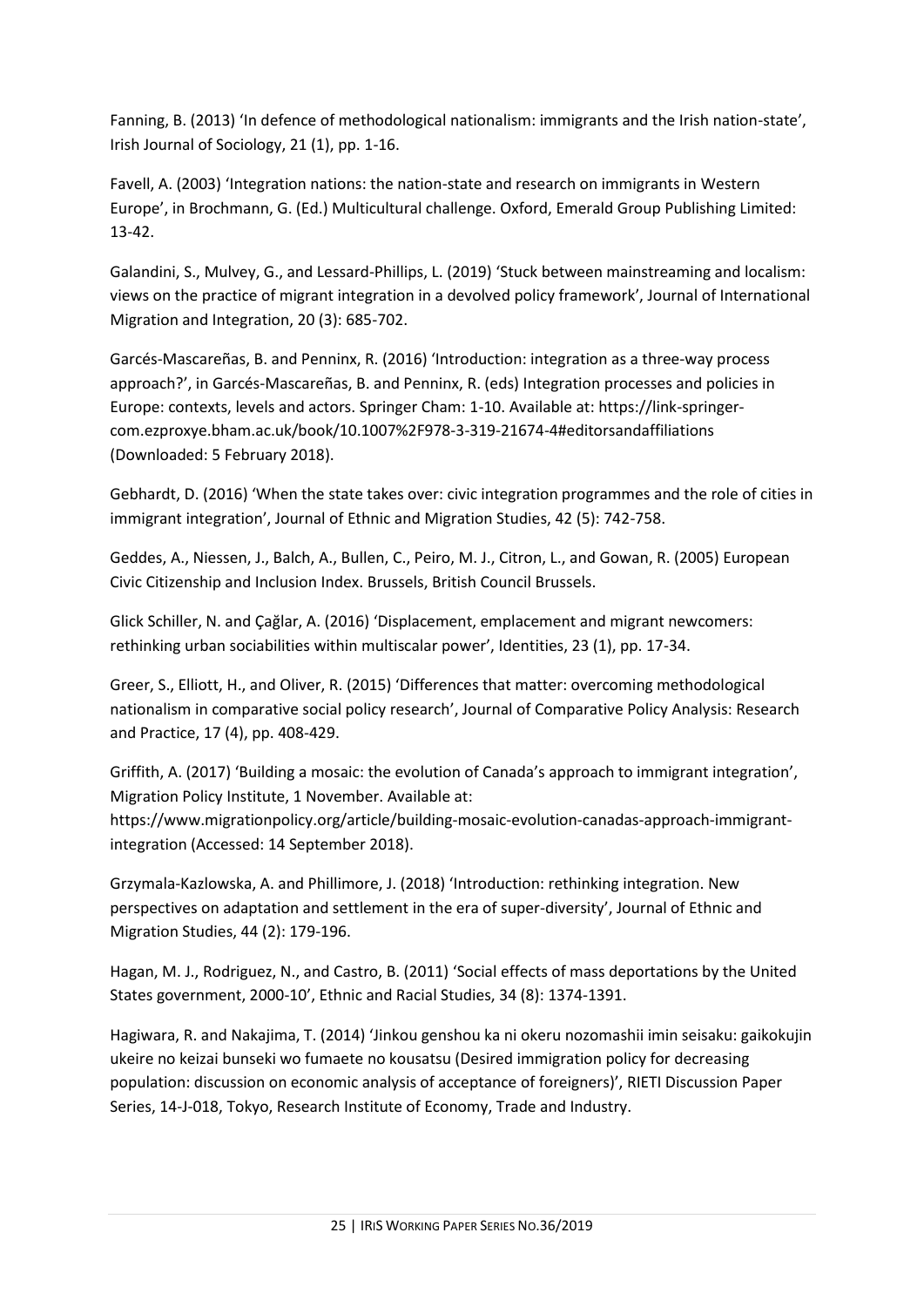Fanning, B. (2013) 'In defence of methodological nationalism: immigrants and the Irish nation-state', Irish Journal of Sociology, 21 (1), pp. 1-16.

Favell, A. (2003) 'Integration nations: the nation-state and research on immigrants in Western Europe', in Brochmann, G. (Ed.) Multicultural challenge. Oxford, Emerald Group Publishing Limited: 13-42.

Galandini, S., Mulvey, G., and Lessard-Phillips, L. (2019) 'Stuck between mainstreaming and localism: views on the practice of migrant integration in a devolved policy framework', Journal of International Migration and Integration, 20 (3): 685-702.

Garcés-Mascareñas, B. and Penninx, R. (2016) 'Introduction: integration as a three-way process approach?', in Garcés-Mascareñas, B. and Penninx, R. (eds) Integration processes and policies in Europe: contexts, levels and actors. Springer Cham: 1-10. Available at: https://link-springer-com.ezproxye.bham.ac.uk/book/10.1007%2F978-3-319-21674-4#editorsandaffiliations (Downloaded: 5 February 2018).

Gebhardt, D. (2016) 'When the state takes over: civic integration programmes and the role of cities in immigrant integration', Journal of Ethnic and Migration Studies, 42 (5): 742-758.

Geddes, A., Niessen, J., Balch, A., Bullen, C., Peiro, M. J., Citron, L., and Gowan, R. (2005) European Civic Citizenship and Inclusion Index. Brussels, British Council Brussels.

Glick Schiller, N. and Çağlar, A. (2016) 'Displacement, emplacement and migrant newcomers: rethinking urban sociabilities within multiscalar power', Identities, 23 (1), pp. 17-34.

Greer, S., Elliott, H., and Oliver, R. (2015) 'Differences that matter: overcoming methodological nationalism in comparative social policy research', Journal of Comparative Policy Analysis: Research and Practice, 17 (4), pp. 408-429.

Griffith, A. (2017) 'Building a mosaic: the evolution of Canada's approach to immigrant integration', Migration Policy Institute, 1 November. Available at: https://www.migrationpolicy.org/article/building-mosaic-evolution-canadas-approach-immigrant-integration (Accessed: 14 September 2018).

Grzymala-Kazlowska, A. and Phillimore, J. (2018) 'Introduction: rethinking integration. New perspectives on adaptation and settlement in the era of super-diversity', Journal of Ethnic and Migration Studies, 44 (2): 179-196.

Hagan, M. J., Rodriguez, N., and Castro, B. (2011) 'Social effects of mass deportations by the United States government, 2000-10', Ethnic and Racial Studies, 34 (8): 1374-1391.

Hagiwara, R. and Nakajima, T. (2014) 'Jinkou genshou ka ni okeru nozomashii imin seisaku: gaikokujin ukeire no keizai bunseki wo fumaete no kousatsu (Desired immigration policy for decreasing population: discussion on economic analysis of acceptance of foreigners)', RIETI Discussion Paper Series, 14-J-018, Tokyo, Research Institute of Economy, Trade and Industry.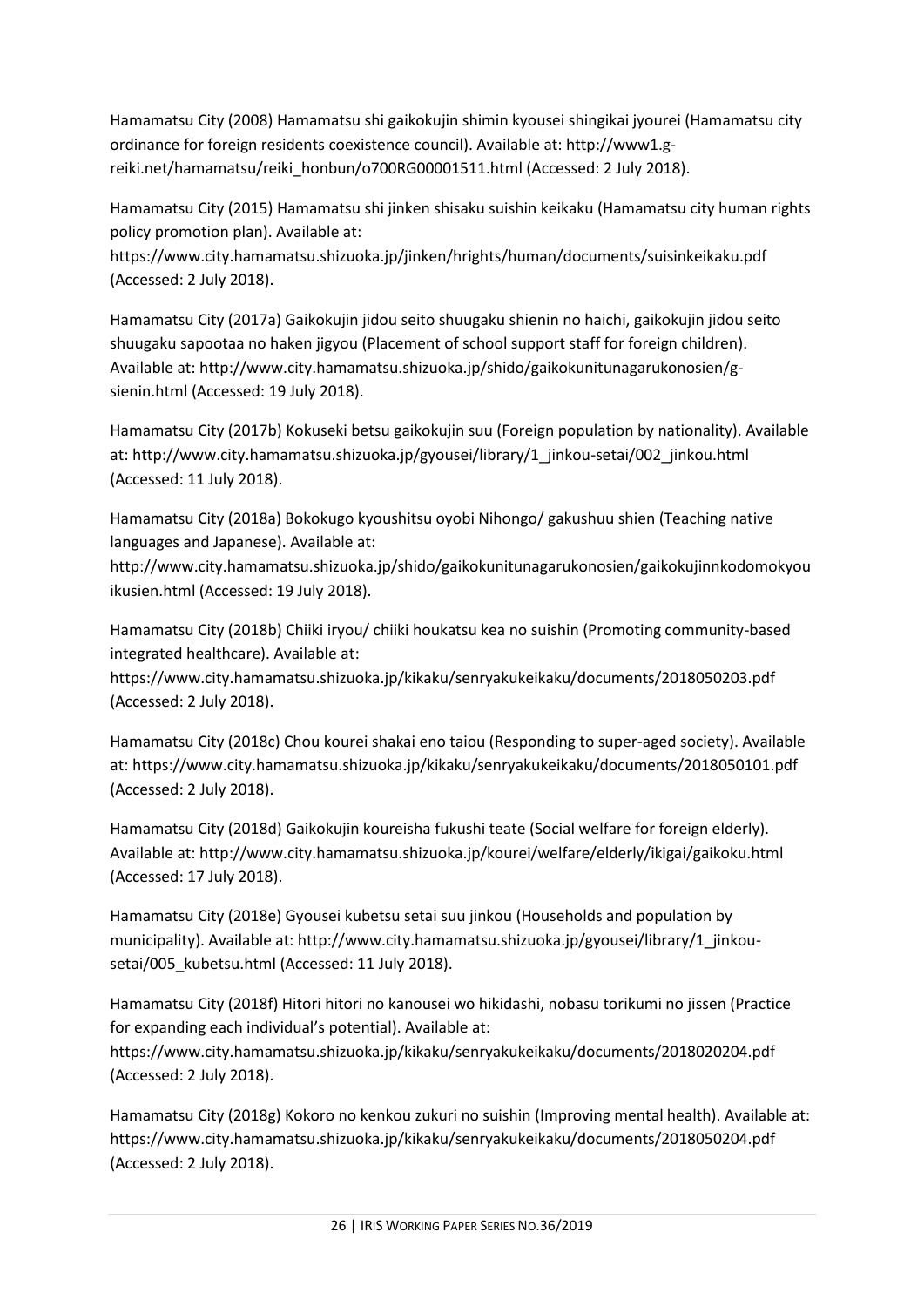Hamamatsu City (2008) Hamamatsu shi gaikokujin shimin kyousei shingikai jyourei (Hamamatsu city ordinance for foreign residents coexistence council). Available at: http://www1.g-reiki.net/hamamatsu/reiki_honbun/o700RG00001511.html (Accessed: 2 July 2018).

Hamamatsu City (2015) Hamamatsu shi jinken shisaku suishin keikaku (Hamamatsu city human rights policy promotion plan). Available at: https://www.city.hamamatsu.shizuoka.jp/jinken/hrights/human/documents/suisinkeikaku.pdf (Accessed: 2 July 2018).

Hamamatsu City (2017a) Gaikokujin jidou seito shuugaku shienin no haichi, gaikokujin jidou seito shuugaku sapootaa no haken jigyou (Placement of school support staff for foreign children). Available at: http://www.city.hamamatsu.shizuoka.jp/shido/gaikokunitunagarukonosien/g-sienin.html (Accessed: 19 July 2018).

Hamamatsu City (2017b) Kokuseki betsu gaikokujin suu (Foreign population by nationality). Available at: http://www.city.hamamatsu.shizuoka.jp/gyousei/library/1_jinkou-setai/002_jinkou.html (Accessed: 11 July 2018).

Hamamatsu City (2018a) Bokokugo kyoushitsu oyobi Nihongo/ gakushuu shien (Teaching native languages and Japanese). Available at: http://www.city.hamamatsu.shizuoka.jp/shido/gaikokunitunagarukonosien/gaikokujinnkodomokyouikusien.html (Accessed: 19 July 2018).

Hamamatsu City (2018b) Chiiki iryou/ chiiki houkatsu kea no suishin (Promoting community-based integrated healthcare). Available at: https://www.city.hamamatsu.shizuoka.jp/kikaku/senryakukeikaku/documents/2018050203.pdf (Accessed: 2 July 2018).

Hamamatsu City (2018c) Chou kourei shakai eno taiou (Responding to super-aged society). Available at: https://www.city.hamamatsu.shizuoka.jp/kikaku/senryakukeikaku/documents/2018050101.pdf (Accessed: 2 July 2018).

Hamamatsu City (2018d) Gaikokujin koureisha fukushi teate (Social welfare for foreign elderly). Available at: http://www.city.hamamatsu.shizuoka.jp/kourei/welfare/elderly/ikigai/gaikoku.html (Accessed: 17 July 2018).

Hamamatsu City (2018e) Gyousei kubetsu setai suu jinkou (Households and population by municipality). Available at: http://www.city.hamamatsu.shizuoka.jp/gyousei/library/1_jinkou-setai/005_kubetsu.html (Accessed: 11 July 2018).

Hamamatsu City (2018f) Hitori hitori no kanousei wo hikidashi, nobasu torikumi no jissen (Practice for expanding each individual's potential). Available at: https://www.city.hamamatsu.shizuoka.jp/kikaku/senryakukeikaku/documents/2018020204.pdf (Accessed: 2 July 2018).

Hamamatsu City (2018g) Kokoro no kenkou zukuri no suishin (Improving mental health). Available at: https://www.city.hamamatsu.shizuoka.jp/kikaku/senryakukeikaku/documents/2018050204.pdf (Accessed: 2 July 2018).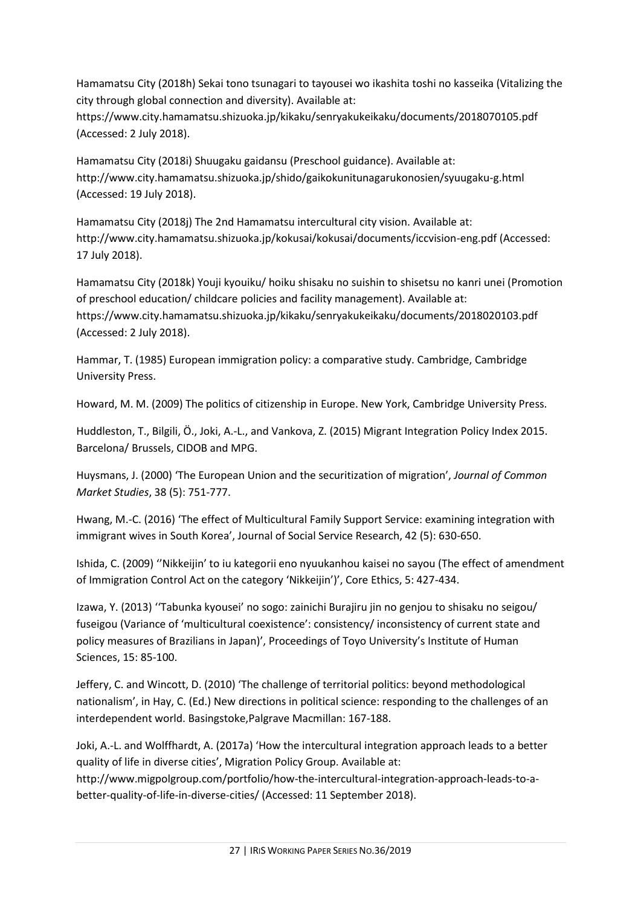Hamamatsu City (2018h) Sekai tono tsunagari to tayousei wo ikashita toshi no kasseika (Vitalizing the city through global connection and diversity). Available at: https://www.city.hamamatsu.shizuoka.jp/kikaku/senryakukeikaku/documents/2018070105.pdf (Accessed: 2 July 2018).

Hamamatsu City (2018i) Shuugaku gaidansu (Preschool guidance). Available at: http://www.city.hamamatsu.shizuoka.jp/shido/gaikokunitunagarukonosien/syuugaku-g.html (Accessed: 19 July 2018).

Hamamatsu City (2018j) The 2nd Hamamatsu intercultural city vision. Available at: http://www.city.hamamatsu.shizuoka.jp/kokusai/kokusai/documents/iccvision-eng.pdf (Accessed: 17 July 2018).

Hamamatsu City (2018k) Youji kyouiku/ hoiku shisaku no suishin to shisetsu no kanri unei (Promotion of preschool education/ childcare policies and facility management). Available at: https://www.city.hamamatsu.shizuoka.jp/kikaku/senryakukeikaku/documents/2018020103.pdf (Accessed: 2 July 2018).

Hammar, T. (1985) European immigration policy: a comparative study. Cambridge, Cambridge University Press.

Howard, M. M. (2009) The politics of citizenship in Europe. New York, Cambridge University Press.

Huddleston, T., Bilgili, Ö., Joki, A.-L., and Vankova, Z. (2015) Migrant Integration Policy Index 2015. Barcelona/ Brussels, CIDOB and MPG.

Huysmans, J. (2000) 'The European Union and the securitization of migration', *Journal of Common Market Studies*, 38 (5): 751-777.

Hwang, M.-C. (2016) 'The effect of Multicultural Family Support Service: examining integration with immigrant wives in South Korea', Journal of Social Service Research, 42 (5): 630-650.

Ishida, C. (2009) ''Nikkeijin' to iu kategorii eno nyuukanhou kaisei no sayou (The effect of amendment of Immigration Control Act on the category 'Nikkeijin')', Core Ethics, 5: 427-434.

Izawa, Y. (2013) ''Tabunka kyousei' no sogo: zainichi Burajiru jin no genjou to shisaku no seigou/ fuseigou (Variance of 'multicultural coexistence': consistency/ inconsistency of current state and policy measures of Brazilians in Japan)', Proceedings of Toyo University's Institute of Human Sciences, 15: 85-100.

Jeffery, C. and Wincott, D. (2010) 'The challenge of territorial politics: beyond methodological nationalism', in Hay, C. (Ed.) New directions in political science: responding to the challenges of an interdependent world. Basingstoke,Palgrave Macmillan: 167-188.

Joki, A.-L. and Wolffhardt, A. (2017a) 'How the intercultural integration approach leads to a better quality of life in diverse cities', Migration Policy Group. Available at: http://www.migpolgroup.com/portfolio/how-the-intercultural-integration-approach-leads-to-a-better-quality-of-life-in-diverse-cities/ (Accessed: 11 September 2018).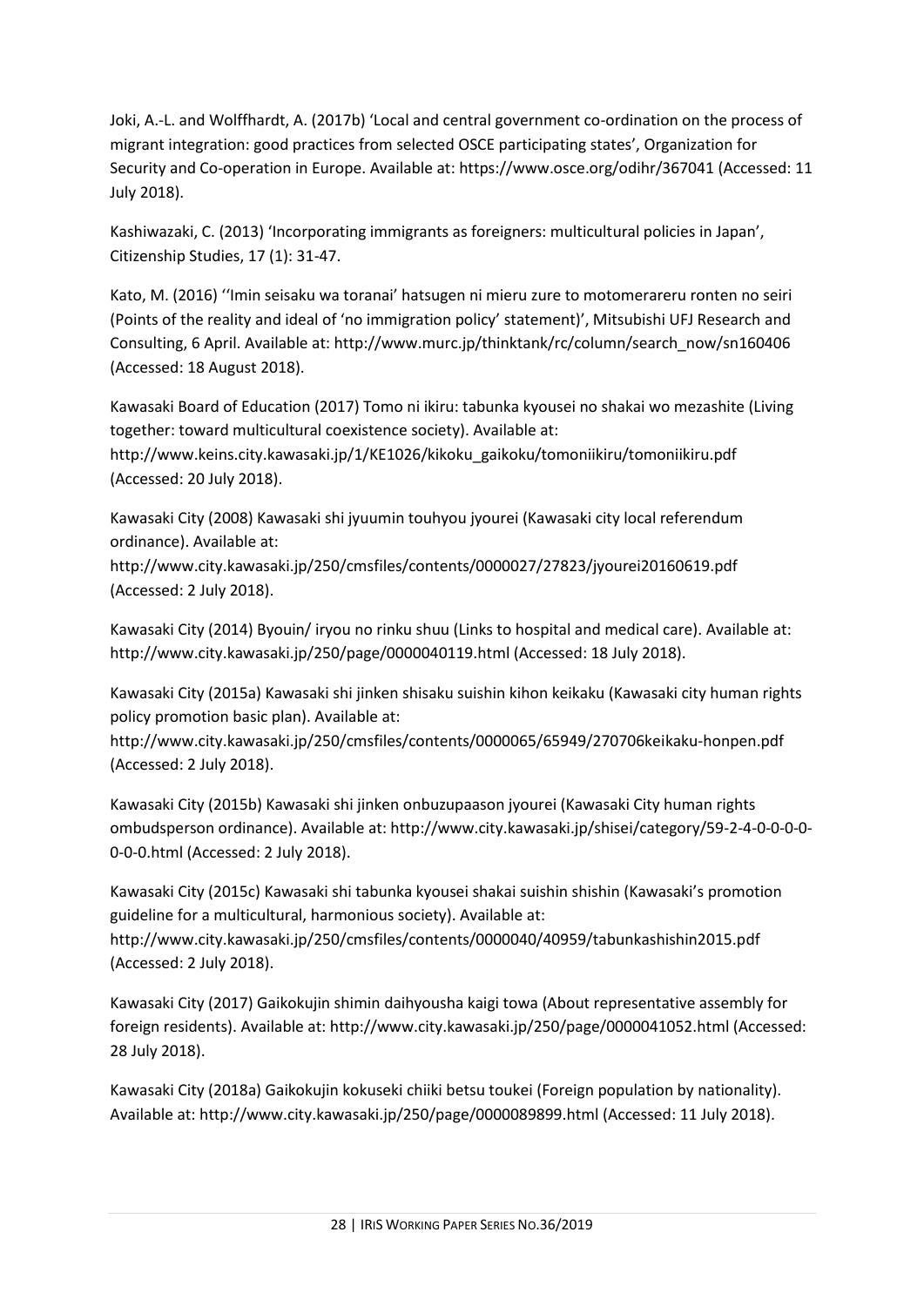Joki, A.-L. and Wolffhardt, A. (2017b) 'Local and central government co-ordination on the process of migrant integration: good practices from selected OSCE participating states', Organization for Security and Co-operation in Europe. Available at: https://www.osce.org/odihr/367041 (Accessed: 11 July 2018).

Kashiwazaki, C. (2013) 'Incorporating immigrants as foreigners: multicultural policies in Japan', Citizenship Studies, 17 (1): 31-47.

Kato, M. (2016) ''Imin seisaku wa toranai' hatsugen ni mieru zure to motomerareru ronten no seiri (Points of the reality and ideal of 'no immigration policy' statement)', Mitsubishi UFJ Research and Consulting, 6 April. Available at: http://www.murc.jp/thinktank/rc/column/search_now/sn160406 (Accessed: 18 August 2018).

Kawasaki Board of Education (2017) Tomo ni ikiru: tabunka kyousei no shakai wo mezashite (Living together: toward multicultural coexistence society). Available at: http://www.keins.city.kawasaki.jp/1/KE1026/kikoku_gaikoku/tomoniikiru/tomoniikiru.pdf (Accessed: 20 July 2018).

Kawasaki City (2008) Kawasaki shi jyuumin touhyou jyourei (Kawasaki city local referendum ordinance). Available at: http://www.city.kawasaki.jp/250/cmsfiles/contents/0000027/27823/jyourei20160619.pdf (Accessed: 2 July 2018).

Kawasaki City (2014) Byouin/ iryou no rinku shuu (Links to hospital and medical care). Available at: http://www.city.kawasaki.jp/250/page/0000040119.html (Accessed: 18 July 2018).

Kawasaki City (2015a) Kawasaki shi jinken shisaku suishin kihon keikaku (Kawasaki city human rights policy promotion basic plan). Available at: http://www.city.kawasaki.jp/250/cmsfiles/contents/0000065/65949/270706keikaku-honpen.pdf (Accessed: 2 July 2018).

Kawasaki City (2015b) Kawasaki shi jinken onbuzupaason jyourei (Kawasaki City human rights ombudsperson ordinance). Available at: http://www.city.kawasaki.jp/shisei/category/59-2-4-0-0-0-0-0-0-0.html (Accessed: 2 July 2018).

Kawasaki City (2015c) Kawasaki shi tabunka kyousei shakai suishin shishin (Kawasaki's promotion guideline for a multicultural, harmonious society). Available at: http://www.city.kawasaki.jp/250/cmsfiles/contents/0000040/40959/tabunkashishin2015.pdf (Accessed: 2 July 2018).

Kawasaki City (2017) Gaikokujin shimin daihyousha kaigi towa (About representative assembly for foreign residents). Available at: http://www.city.kawasaki.jp/250/page/0000041052.html (Accessed: 28 July 2018).

Kawasaki City (2018a) Gaikokujin kokuseki chiiki betsu toukei (Foreign population by nationality). Available at: http://www.city.kawasaki.jp/250/page/0000089899.html (Accessed: 11 July 2018).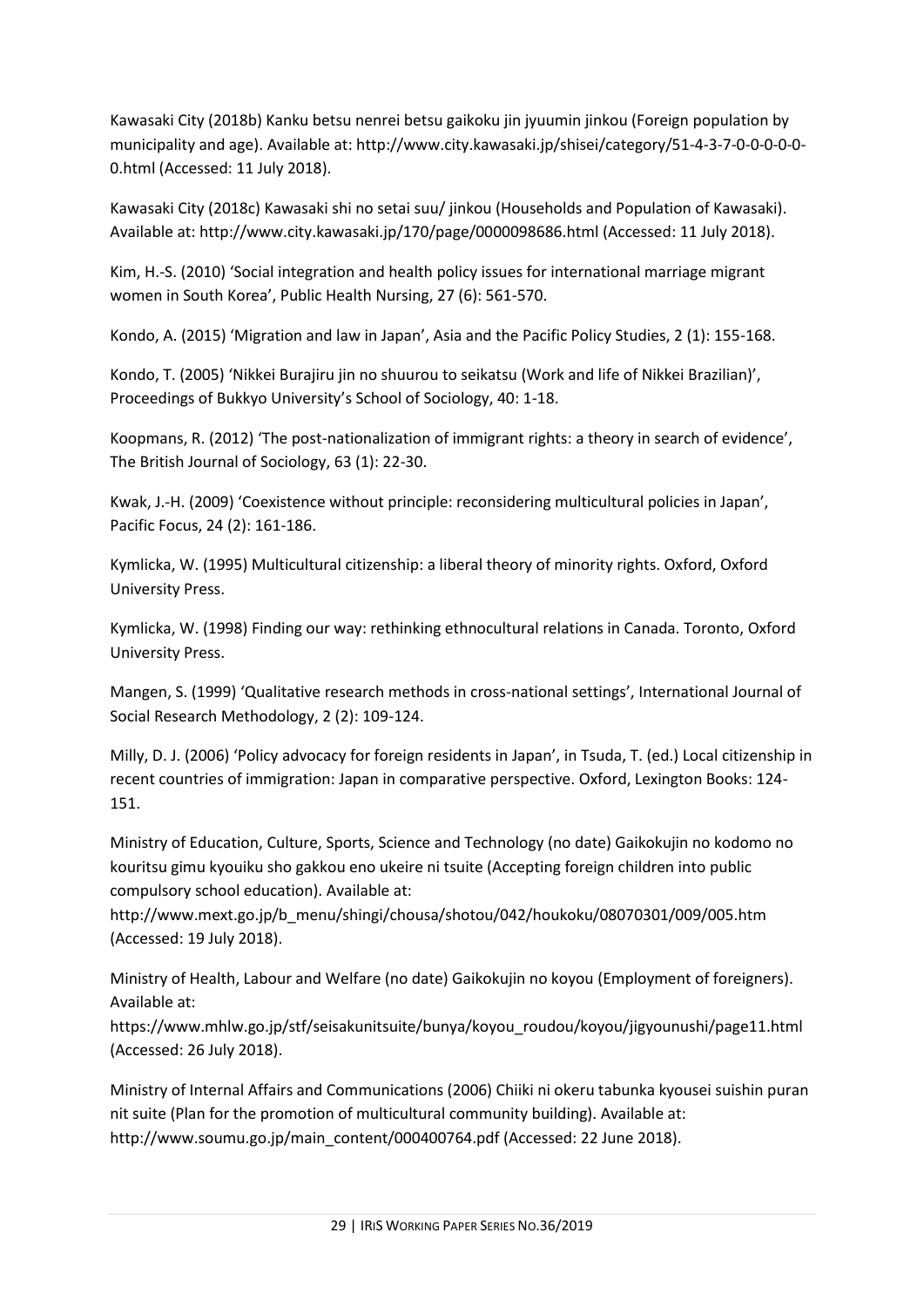Kawasaki City (2018b) Kanku betsu nenrei betsu gaikoku jin jyuumin jinkou (Foreign population by municipality and age). Available at: http://www.city.kawasaki.jp/shisei/category/51-4-3-7-0-0-0-0-0-0.html (Accessed: 11 July 2018).

Kawasaki City (2018c) Kawasaki shi no setai suu/ jinkou (Households and Population of Kawasaki). Available at: http://www.city.kawasaki.jp/170/page/0000098686.html (Accessed: 11 July 2018).

Kim, H.-S. (2010) 'Social integration and health policy issues for international marriage migrant women in South Korea', Public Health Nursing, 27 (6): 561-570.

Kondo, A. (2015) 'Migration and law in Japan', Asia and the Pacific Policy Studies, 2 (1): 155-168.

Kondo, T. (2005) 'Nikkei Burajiru jin no shuurou to seikatsu (Work and life of Nikkei Brazilian)', Proceedings of Bukkyo University's School of Sociology, 40: 1-18.

Koopmans, R. (2012) 'The post-nationalization of immigrant rights: a theory in search of evidence', The British Journal of Sociology, 63 (1): 22-30.

Kwak, J.-H. (2009) 'Coexistence without principle: reconsidering multicultural policies in Japan', Pacific Focus, 24 (2): 161-186.

Kymlicka, W. (1995) Multicultural citizenship: a liberal theory of minority rights. Oxford, Oxford University Press.

Kymlicka, W. (1998) Finding our way: rethinking ethnocultural relations in Canada. Toronto, Oxford University Press.

Mangen, S. (1999) 'Qualitative research methods in cross-national settings', International Journal of Social Research Methodology, 2 (2): 109-124.

Milly, D. J. (2006) 'Policy advocacy for foreign residents in Japan', in Tsuda, T. (ed.) Local citizenship in recent countries of immigration: Japan in comparative perspective. Oxford, Lexington Books: 124-151.

Ministry of Education, Culture, Sports, Science and Technology (no date) Gaikokujin no kodomo no kouritsu gimu kyouiku sho gakkou eno ukeire ni tsuite (Accepting foreign children into public compulsory school education). Available at: http://www.mext.go.jp/b_menu/shingi/chousa/shotou/042/houkoku/08070301/009/005.htm (Accessed: 19 July 2018).

Ministry of Health, Labour and Welfare (no date) Gaikokujin no koyou (Employment of foreigners). Available at: https://www.mhlw.go.jp/stf/seisakunitsuite/bunya/koyou_roudou/koyou/jigyounushi/page11.html (Accessed: 26 July 2018).

Ministry of Internal Affairs and Communications (2006) Chiiki ni okeru tabunka kyousei suishin puran nit suite (Plan for the promotion of multicultural community building). Available at: http://www.soumu.go.jp/main_content/000400764.pdf (Accessed: 22 June 2018).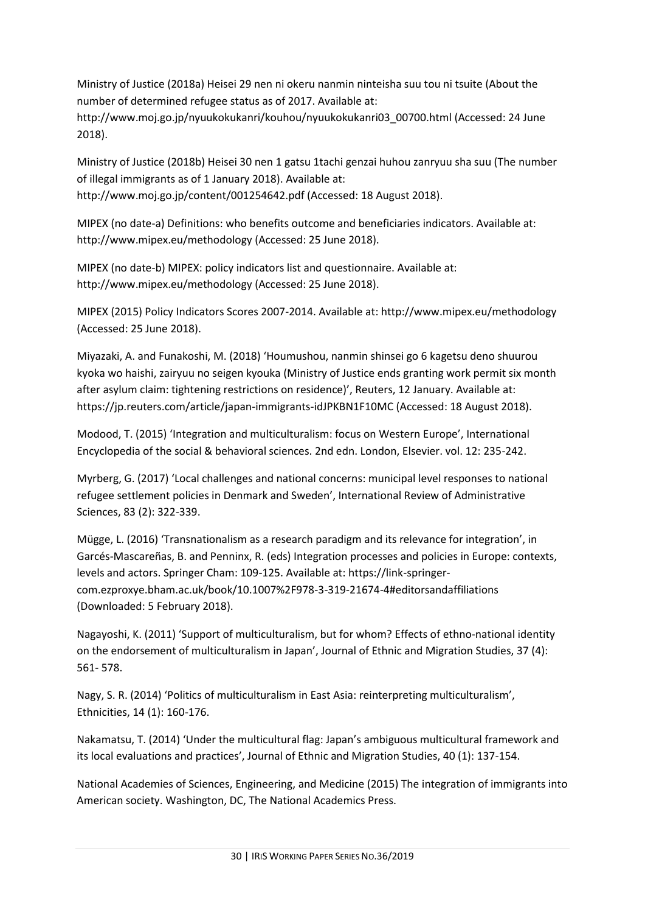Ministry of Justice (2018a) Heisei 29 nen ni okeru nanmin ninteisha suu tou ni tsuite (About the number of determined refugee status as of 2017. Available at: http://www.moj.go.jp/nyuukokukanri/kouhou/nyuukokukanri03_00700.html (Accessed: 24 June 2018).

Ministry of Justice (2018b) Heisei 30 nen 1 gatsu 1tachi genzai huhou zanryuu sha suu (The number of illegal immigrants as of 1 January 2018). Available at: http://www.moj.go.jp/content/001254642.pdf (Accessed: 18 August 2018).

MIPEX (no date-a) Definitions: who benefits outcome and beneficiaries indicators. Available at: http://www.mipex.eu/methodology (Accessed: 25 June 2018).

MIPEX (no date-b) MIPEX: policy indicators list and questionnaire. Available at: http://www.mipex.eu/methodology (Accessed: 25 June 2018).

MIPEX (2015) Policy Indicators Scores 2007-2014. Available at: http://www.mipex.eu/methodology (Accessed: 25 June 2018).

Miyazaki, A. and Funakoshi, M. (2018) 'Houmushou, nanmin shinsei go 6 kagetsu deno shuurou kyoka wo haishi, zairyuu no seigen kyouka (Ministry of Justice ends granting work permit six month after asylum claim: tightening restrictions on residence)', Reuters, 12 January. Available at: https://jp.reuters.com/article/japan-immigrants-idJPKBN1F10MC (Accessed: 18 August 2018).

Modood, T. (2015) 'Integration and multiculturalism: focus on Western Europe', International Encyclopedia of the social & behavioral sciences. 2nd edn. London, Elsevier. vol. 12: 235-242.

Myrberg, G. (2017) 'Local challenges and national concerns: municipal level responses to national refugee settlement policies in Denmark and Sweden', International Review of Administrative Sciences, 83 (2): 322-339.

Mügge, L. (2016) 'Transnationalism as a research paradigm and its relevance for integration', in Garcés-Mascareñas, B. and Penninx, R. (eds) Integration processes and policies in Europe: contexts, levels and actors. Springer Cham: 109-125. Available at: https://link-springer-com.ezproxye.bham.ac.uk/book/10.1007%2F978-3-319-21674-4#editorsandaffiliations (Downloaded: 5 February 2018).

Nagayoshi, K. (2011) 'Support of multiculturalism, but for whom? Effects of ethno-national identity on the endorsement of multiculturalism in Japan', Journal of Ethnic and Migration Studies, 37 (4): 561- 578.

Nagy, S. R. (2014) 'Politics of multiculturalism in East Asia: reinterpreting multiculturalism', Ethnicities, 14 (1): 160-176.

Nakamatsu, T. (2014) 'Under the multicultural flag: Japan's ambiguous multicultural framework and its local evaluations and practices', Journal of Ethnic and Migration Studies, 40 (1): 137-154.

National Academies of Sciences, Engineering, and Medicine (2015) The integration of immigrants into American society. Washington, DC, The National Academics Press.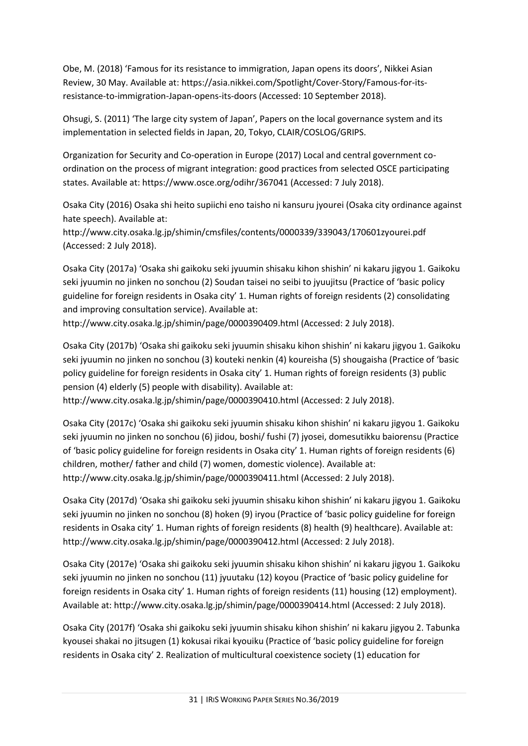Obe, M. (2018) 'Famous for its resistance to immigration, Japan opens its doors', Nikkei Asian Review, 30 May. Available at: https://asia.nikkei.com/Spotlight/Cover-Story/Famous-for-its-resistance-to-immigration-Japan-opens-its-doors (Accessed: 10 September 2018).

Ohsugi, S. (2011) 'The large city system of Japan', Papers on the local governance system and its implementation in selected fields in Japan, 20, Tokyo, CLAIR/COSLOG/GRIPS.

Organization for Security and Co-operation in Europe (2017) Local and central government co-ordination on the process of migrant integration: good practices from selected OSCE participating states. Available at: https://www.osce.org/odihr/367041 (Accessed: 7 July 2018).

Osaka City (2016) Osaka shi heito supiichi eno taisho ni kansuru jyourei (Osaka city ordinance against hate speech). Available at: http://www.city.osaka.lg.jp/shimin/cmsfiles/contents/0000339/339043/170601zyourei.pdf (Accessed: 2 July 2018).

Osaka City (2017a) 'Osaka shi gaikoku seki jyuumin shisaku kihon shishin' ni kakaru jigyou 1. Gaikoku seki jyuumin no jinken no sonchou (2) Soudan taisei no seibi to jyuujitsu (Practice of 'basic policy guideline for foreign residents in Osaka city' 1. Human rights of foreign residents (2) consolidating and improving consultation service). Available at: http://www.city.osaka.lg.jp/shimin/page/0000390409.html (Accessed: 2 July 2018).

Osaka City (2017b) 'Osaka shi gaikoku seki jyuumin shisaku kihon shishin' ni kakaru jigyou 1. Gaikoku seki jyuumin no jinken no sonchou (3) kouteki nenkin (4) koureisha (5) shougaisha (Practice of 'basic policy guideline for foreign residents in Osaka city' 1. Human rights of foreign residents (3) public pension (4) elderly (5) people with disability). Available at: http://www.city.osaka.lg.jp/shimin/page/0000390410.html (Accessed: 2 July 2018).

Osaka City (2017c) 'Osaka shi gaikoku seki jyuumin shisaku kihon shishin' ni kakaru jigyou 1. Gaikoku seki jyuumin no jinken no sonchou (6) jidou, boshi/ fushi (7) jyosei, domesutikku baiorensu (Practice of 'basic policy guideline for foreign residents in Osaka city' 1. Human rights of foreign residents (6) children, mother/ father and child (7) women, domestic violence). Available at: http://www.city.osaka.lg.jp/shimin/page/0000390411.html (Accessed: 2 July 2018).

Osaka City (2017d) 'Osaka shi gaikoku seki jyuumin shisaku kihon shishin' ni kakaru jigyou 1. Gaikoku seki jyuumin no jinken no sonchou (8) hoken (9) iryou (Practice of 'basic policy guideline for foreign residents in Osaka city' 1. Human rights of foreign residents (8) health (9) healthcare). Available at: http://www.city.osaka.lg.jp/shimin/page/0000390412.html (Accessed: 2 July 2018).

Osaka City (2017e) 'Osaka shi gaikoku seki jyuumin shisaku kihon shishin' ni kakaru jigyou 1. Gaikoku seki jyuumin no jinken no sonchou (11) jyuutaku (12) koyou (Practice of 'basic policy guideline for foreign residents in Osaka city' 1. Human rights of foreign residents (11) housing (12) employment). Available at: http://www.city.osaka.lg.jp/shimin/page/0000390414.html (Accessed: 2 July 2018).

Osaka City (2017f) 'Osaka shi gaikoku seki jyuumin shisaku kihon shishin' ni kakaru jigyou 2. Tabunka kyousei shakai no jitsugen (1) kokusai rikai kyouiku (Practice of 'basic policy guideline for foreign residents in Osaka city' 2. Realization of multicultural coexistence society (1) education for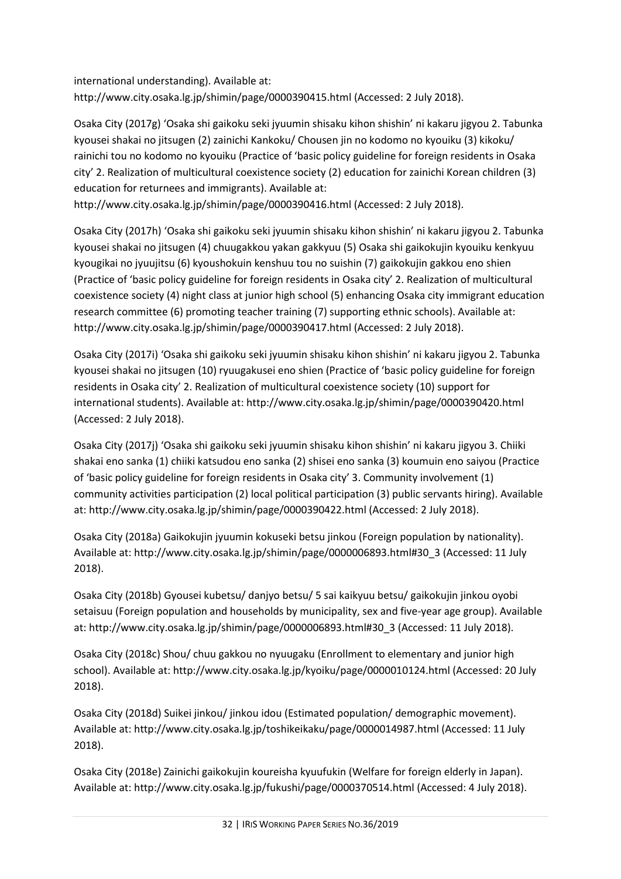international understanding). Available at: http://www.city.osaka.lg.jp/shimin/page/0000390415.html (Accessed: 2 July 2018).

Osaka City (2017g) 'Osaka shi gaikoku seki jyuumin shisaku kihon shishin' ni kakaru jigyou 2. Tabunka kyousei shakai no jitsugen (2) zainichi Kankoku/ Chousen jin no kodomo no kyouiku (3) kikoku/ rainichi tou no kodomo no kyouiku (Practice of 'basic policy guideline for foreign residents in Osaka city' 2. Realization of multicultural coexistence society (2) education for zainichi Korean children (3) education for returnees and immigrants). Available at: http://www.city.osaka.lg.jp/shimin/page/0000390416.html (Accessed: 2 July 2018).

Osaka City (2017h) 'Osaka shi gaikoku seki jyuumin shisaku kihon shishin' ni kakaru jigyou 2. Tabunka kyousei shakai no jitsugen (4) chuugakkou yakan gakkyuu (5) Osaka shi gaikokujin kyouiku kenkyuu kyougikai no jyuujitsu (6) kyoushokuin kenshuu tou no suishin (7) gaikokujin gakkou eno shien (Practice of 'basic policy guideline for foreign residents in Osaka city' 2. Realization of multicultural coexistence society (4) night class at junior high school (5) enhancing Osaka city immigrant education research committee (6) promoting teacher training (7) supporting ethnic schools). Available at: http://www.city.osaka.lg.jp/shimin/page/0000390417.html (Accessed: 2 July 2018).

Osaka City (2017i) 'Osaka shi gaikoku seki jyuumin shisaku kihon shishin' ni kakaru jigyou 2. Tabunka kyousei shakai no jitsugen (10) ryuugakusei eno shien (Practice of 'basic policy guideline for foreign residents in Osaka city' 2. Realization of multicultural coexistence society (10) support for international students). Available at: http://www.city.osaka.lg.jp/shimin/page/0000390420.html (Accessed: 2 July 2018).

Osaka City (2017j) 'Osaka shi gaikoku seki jyuumin shisaku kihon shishin' ni kakaru jigyou 3. Chiiki shakai eno sanka (1) chiiki katsudou eno sanka (2) shisei eno sanka (3) koumuin eno saiyou (Practice of 'basic policy guideline for foreign residents in Osaka city' 3. Community involvement (1) community activities participation (2) local political participation (3) public servants hiring). Available at: http://www.city.osaka.lg.jp/shimin/page/0000390422.html (Accessed: 2 July 2018).

Osaka City (2018a) Gaikokujin jyuumin kokuseki betsu jinkou (Foreign population by nationality). Available at: http://www.city.osaka.lg.jp/shimin/page/0000006893.html#30_3 (Accessed: 11 July 2018).

Osaka City (2018b) Gyousei kubetsu/ danjyo betsu/ 5 sai kaikyuu betsu/ gaikokujin jinkou oyobi setaisuu (Foreign population and households by municipality, sex and five-year age group). Available at: http://www.city.osaka.lg.jp/shimin/page/0000006893.html#30_3 (Accessed: 11 July 2018).

Osaka City (2018c) Shou/ chuu gakkou no nyuugaku (Enrollment to elementary and junior high school). Available at: http://www.city.osaka.lg.jp/kyoiku/page/0000010124.html (Accessed: 20 July 2018).

Osaka City (2018d) Suikei jinkou/ jinkou idou (Estimated population/ demographic movement). Available at: http://www.city.osaka.lg.jp/toshikeikaku/page/0000014987.html (Accessed: 11 July 2018).

Osaka City (2018e) Zainichi gaikokujin koureisha kyuufukin (Welfare for foreign elderly in Japan). Available at: http://www.city.osaka.lg.jp/fukushi/page/0000370514.html (Accessed: 4 July 2018).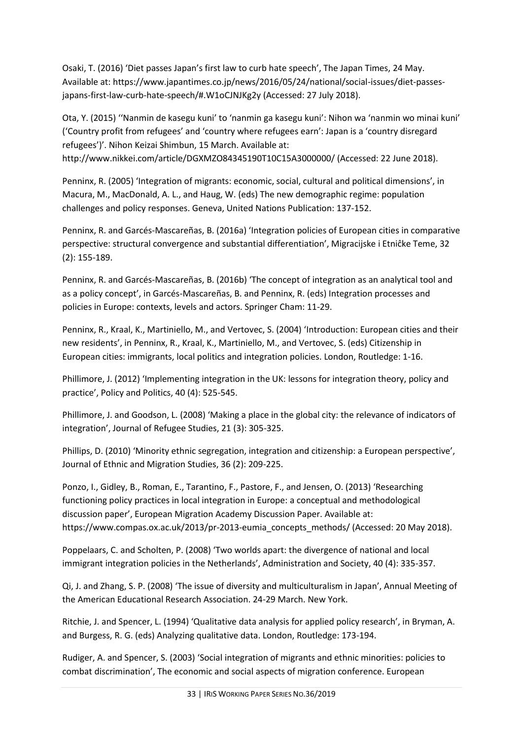Osaki, T. (2016) 'Diet passes Japan's first law to curb hate speech', The Japan Times, 24 May. Available at: https://www.japantimes.co.jp/news/2016/05/24/national/social-issues/diet-passes-japans-first-law-curb-hate-speech/#.W1oCJNJKg2y (Accessed: 27 July 2018).

Ota, Y. (2015) ''Nanmin de kasegu kuni' to 'nanmin ga kasegu kuni': Nihon wa 'nanmin wo minai kuni' ('Country profit from refugees' and 'country where refugees earn': Japan is a 'country disregard refugees')'. Nihon Keizai Shimbun, 15 March. Available at: http://www.nikkei.com/article/DGXMZO84345190T10C15A3000000/ (Accessed: 22 June 2018).

Penninx, R. (2005) 'Integration of migrants: economic, social, cultural and political dimensions', in Macura, M., MacDonald, A. L., and Haug, W. (eds) The new demographic regime: population challenges and policy responses. Geneva, United Nations Publication: 137-152.

Penninx, R. and Garcés-Mascareñas, B. (2016a) 'Integration policies of European cities in comparative perspective: structural convergence and substantial differentiation', Migracijske i Etniĉke Teme, 32 (2): 155-189.

Penninx, R. and Garcés-Mascareñas, B. (2016b) 'The concept of integration as an analytical tool and as a policy concept', in Garcés-Mascareñas, B. and Penninx, R. (eds) Integration processes and policies in Europe: contexts, levels and actors. Springer Cham: 11-29.

Penninx, R., Kraal, K., Martiniello, M., and Vertovec, S. (2004) 'Introduction: European cities and their new residents', in Penninx, R., Kraal, K., Martiniello, M., and Vertovec, S. (eds) Citizenship in European cities: immigrants, local politics and integration policies. London, Routledge: 1-16.

Phillimore, J. (2012) 'Implementing integration in the UK: lessons for integration theory, policy and practice', Policy and Politics, 40 (4): 525-545.

Phillimore, J. and Goodson, L. (2008) 'Making a place in the global city: the relevance of indicators of integration', Journal of Refugee Studies, 21 (3): 305-325.

Phillips, D. (2010) 'Minority ethnic segregation, integration and citizenship: a European perspective', Journal of Ethnic and Migration Studies, 36 (2): 209-225.

Ponzo, I., Gidley, B., Roman, E., Tarantino, F., Pastore, F., and Jensen, O. (2013) 'Researching functioning policy practices in local integration in Europe: a conceptual and methodological discussion paper', European Migration Academy Discussion Paper. Available at: https://www.compas.ox.ac.uk/2013/pr-2013-eumia_concepts_methods/ (Accessed: 20 May 2018).

Poppelaars, C. and Scholten, P. (2008) 'Two worlds apart: the divergence of national and local immigrant integration policies in the Netherlands', Administration and Society, 40 (4): 335-357.

Qi, J. and Zhang, S. P. (2008) 'The issue of diversity and multiculturalism in Japan', Annual Meeting of the American Educational Research Association. 24-29 March. New York.

Ritchie, J. and Spencer, L. (1994) 'Qualitative data analysis for applied policy research', in Bryman, A. and Burgess, R. G. (eds) Analyzing qualitative data. London, Routledge: 173-194.

Rudiger, A. and Spencer, S. (2003) 'Social integration of migrants and ethnic minorities: policies to combat discrimination', The economic and social aspects of migration conference. European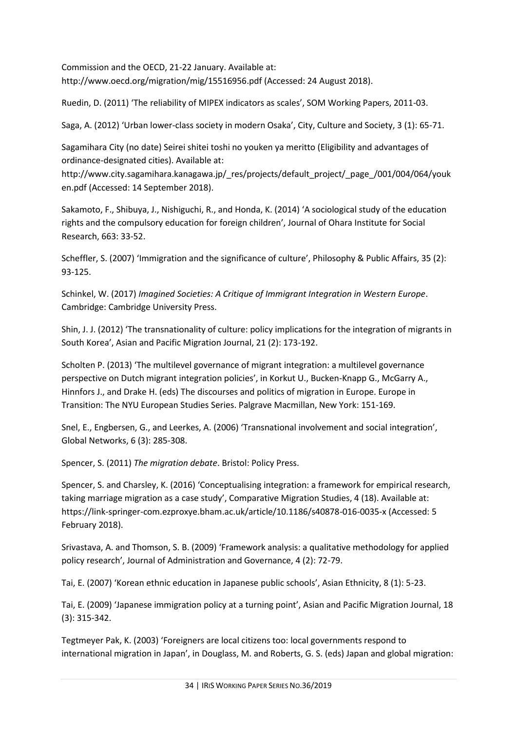Commission and the OECD, 21-22 January. Available at: http://www.oecd.org/migration/mig/15516956.pdf (Accessed: 24 August 2018).

Ruedin, D. (2011) 'The reliability of MIPEX indicators as scales', SOM Working Papers, 2011-03.

Saga, A. (2012) 'Urban lower-class society in modern Osaka', City, Culture and Society, 3 (1): 65-71.

Sagamihara City (no date) Seirei shitei toshi no youken ya meritto (Eligibility and advantages of ordinance-designated cities). Available at: http://www.city.sagamihara.kanagawa.jp/_res/projects/default_project/_page_/001/004/064/youken.pdf (Accessed: 14 September 2018).

Sakamoto, F., Shibuya, J., Nishiguchi, R., and Honda, K. (2014) 'A sociological study of the education rights and the compulsory education for foreign children', Journal of Ohara Institute for Social Research, 663: 33-52.

Scheffler, S. (2007) 'Immigration and the significance of culture', Philosophy & Public Affairs, 35 (2): 93-125.

Schinkel, W. (2017) *Imagined Societies: A Critique of Immigrant Integration in Western Europe*. Cambridge: Cambridge University Press.

Shin, J. J. (2012) 'The transnationality of culture: policy implications for the integration of migrants in South Korea', Asian and Pacific Migration Journal, 21 (2): 173-192.

Scholten P. (2013) 'The multilevel governance of migrant integration: a multilevel governance perspective on Dutch migrant integration policies', in Korkut U., Bucken-Knapp G., McGarry A., Hinnfors J., and Drake H. (eds) The discourses and politics of migration in Europe. Europe in Transition: The NYU European Studies Series. Palgrave Macmillan, New York: 151-169.

Snel, E., Engbersen, G., and Leerkes, A. (2006) 'Transnational involvement and social integration', Global Networks, 6 (3): 285-308.

Spencer, S. (2011) *The migration debate*. Bristol: Policy Press.

Spencer, S. and Charsley, K. (2016) 'Conceptualising integration: a framework for empirical research, taking marriage migration as a case study', Comparative Migration Studies, 4 (18). Available at: https://link-springer-com.ezproxye.bham.ac.uk/article/10.1186/s40878-016-0035-x (Accessed: 5 February 2018).

Srivastava, A. and Thomson, S. B. (2009) 'Framework analysis: a qualitative methodology for applied policy research', Journal of Administration and Governance, 4 (2): 72-79.

Tai, E. (2007) 'Korean ethnic education in Japanese public schools', Asian Ethnicity, 8 (1): 5-23.

Tai, E. (2009) 'Japanese immigration policy at a turning point', Asian and Pacific Migration Journal, 18 (3): 315-342.

Tegtmeyer Pak, K. (2003) 'Foreigners are local citizens too: local governments respond to international migration in Japan', in Douglass, M. and Roberts, G. S. (eds) Japan and global migration: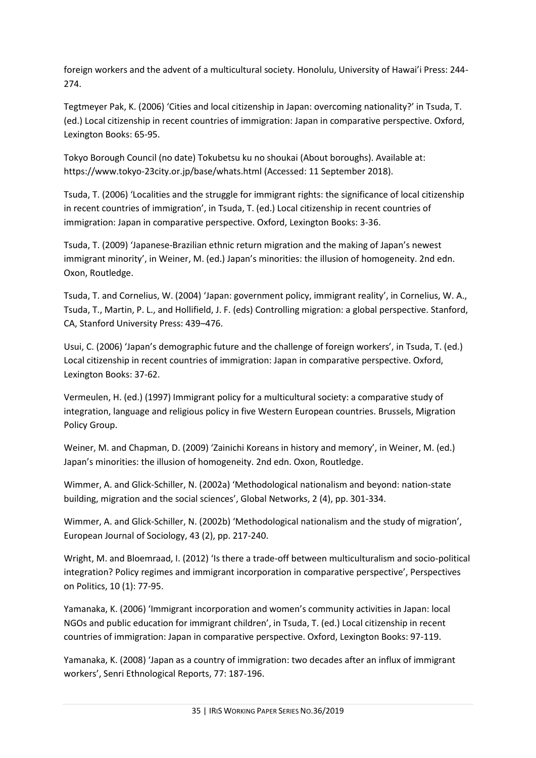foreign workers and the advent of a multicultural society. Honolulu, University of Hawai'i Press: 244-274.

Tegtmeyer Pak, K. (2006) 'Cities and local citizenship in Japan: overcoming nationality?' in Tsuda, T. (ed.) Local citizenship in recent countries of immigration: Japan in comparative perspective. Oxford, Lexington Books: 65-95.

Tokyo Borough Council (no date) Tokubetsu ku no shoukai (About boroughs). Available at: https://www.tokyo-23city.or.jp/base/whats.html (Accessed: 11 September 2018).

Tsuda, T. (2006) 'Localities and the struggle for immigrant rights: the significance of local citizenship in recent countries of immigration', in Tsuda, T. (ed.) Local citizenship in recent countries of immigration: Japan in comparative perspective. Oxford, Lexington Books: 3-36.

Tsuda, T. (2009) 'Japanese-Brazilian ethnic return migration and the making of Japan's newest immigrant minority', in Weiner, M. (ed.) Japan's minorities: the illusion of homogeneity. 2nd edn. Oxon, Routledge.

Tsuda, T. and Cornelius, W. (2004) 'Japan: government policy, immigrant reality', in Cornelius, W. A., Tsuda, T., Martin, P. L., and Hollifield, J. F. (eds) Controlling migration: a global perspective. Stanford, CA, Stanford University Press: 439–476.

Usui, C. (2006) 'Japan's demographic future and the challenge of foreign workers', in Tsuda, T. (ed.) Local citizenship in recent countries of immigration: Japan in comparative perspective. Oxford, Lexington Books: 37-62.

Vermeulen, H. (ed.) (1997) Immigrant policy for a multicultural society: a comparative study of integration, language and religious policy in five Western European countries. Brussels, Migration Policy Group.

Weiner, M. and Chapman, D. (2009) 'Zainichi Koreans in history and memory', in Weiner, M. (ed.) Japan's minorities: the illusion of homogeneity. 2nd edn. Oxon, Routledge.

Wimmer, A. and Glick-Schiller, N. (2002a) 'Methodological nationalism and beyond: nation-state building, migration and the social sciences', Global Networks, 2 (4), pp. 301-334.

Wimmer, A. and Glick-Schiller, N. (2002b) 'Methodological nationalism and the study of migration', European Journal of Sociology, 43 (2), pp. 217-240.

Wright, M. and Bloemraad, I. (2012) 'Is there a trade-off between multiculturalism and socio-political integration? Policy regimes and immigrant incorporation in comparative perspective', Perspectives on Politics, 10 (1): 77-95.

Yamanaka, K. (2006) 'Immigrant incorporation and women's community activities in Japan: local NGOs and public education for immigrant children', in Tsuda, T. (ed.) Local citizenship in recent countries of immigration: Japan in comparative perspective. Oxford, Lexington Books: 97-119.

Yamanaka, K. (2008) 'Japan as a country of immigration: two decades after an influx of immigrant workers', Senri Ethnological Reports, 77: 187-196.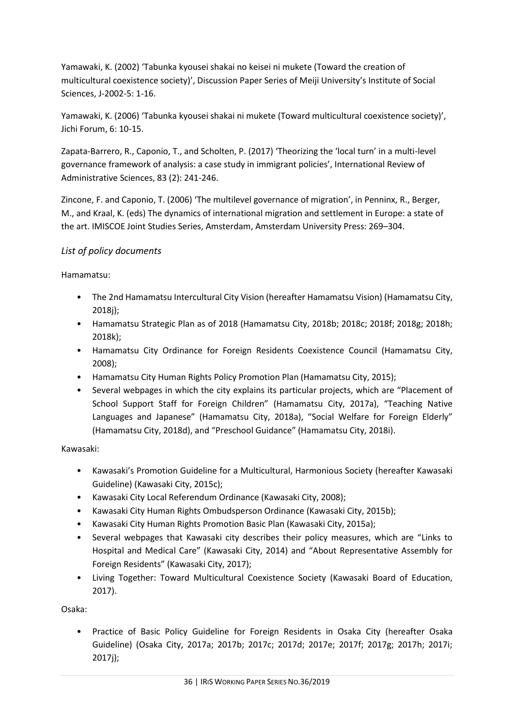Yamawaki, K. (2002) 'Tabunka kyousei shakai no keisei ni mukete (Toward the creation of multicultural coexistence society)', Discussion Paper Series of Meiji University's Institute of Social Sciences, J-2002-5: 1-16.

Yamawaki, K. (2006) 'Tabunka kyousei shakai ni mukete (Toward multicultural coexistence society)', Jichi Forum, 6: 10-15.

Zapata-Barrero, R., Caponio, T., and Scholten, P. (2017) 'Theorizing the 'local turn' in a multi-level governance framework of analysis: a case study in immigrant policies', International Review of Administrative Sciences, 83 (2): 241-246.

Zincone, F. and Caponio, T. (2006) 'The multilevel governance of migration', in Penninx, R., Berger, M., and Kraal, K. (eds) The dynamics of international migration and settlement in Europe: a state of the art. IMISCOE Joint Studies Series, Amsterdam, Amsterdam University Press: 269–304.

### *List of policy documents*

Hamamatsu:

- The 2nd Hamamatsu Intercultural City Vision (hereafter Hamamatsu Vision) (Hamamatsu City, 2018j);
- Hamamatsu Strategic Plan as of 2018 (Hamamatsu City, 2018b; 2018c; 2018f; 2018g; 2018h; 2018k);
- Hamamatsu City Ordinance for Foreign Residents Coexistence Council (Hamamatsu City, 2008);
- Hamamatsu City Human Rights Policy Promotion Plan (Hamamatsu City, 2015);
- Several webpages in which the city explains its particular projects, which are "Placement of School Support Staff for Foreign Children" (Hamamatsu City, 2017a), "Teaching Native Languages and Japanese" (Hamamatsu City, 2018a), "Social Welfare for Foreign Elderly" (Hamamatsu City, 2018d), and "Preschool Guidance" (Hamamatsu City, 2018i).

Kawasaki:

- Kawasaki's Promotion Guideline for a Multicultural, Harmonious Society (hereafter Kawasaki Guideline) (Kawasaki City, 2015c);
- Kawasaki City Local Referendum Ordinance (Kawasaki City, 2008);
- Kawasaki City Human Rights Ombudsperson Ordinance (Kawasaki City, 2015b);
- Kawasaki City Human Rights Promotion Basic Plan (Kawasaki City, 2015a);
- Several webpages that Kawasaki city describes their policy measures, which are "Links to Hospital and Medical Care" (Kawasaki City, 2014) and "About Representative Assembly for Foreign Residents" (Kawasaki City, 2017);
- Living Together: Toward Multicultural Coexistence Society (Kawasaki Board of Education, 2017).

Osaka:

- Practice of Basic Policy Guideline for Foreign Residents in Osaka City (hereafter Osaka Guideline) (Osaka City, 2017a; 2017b; 2017c; 2017d; 2017e; 2017f; 2017g; 2017h; 2017i; 2017j);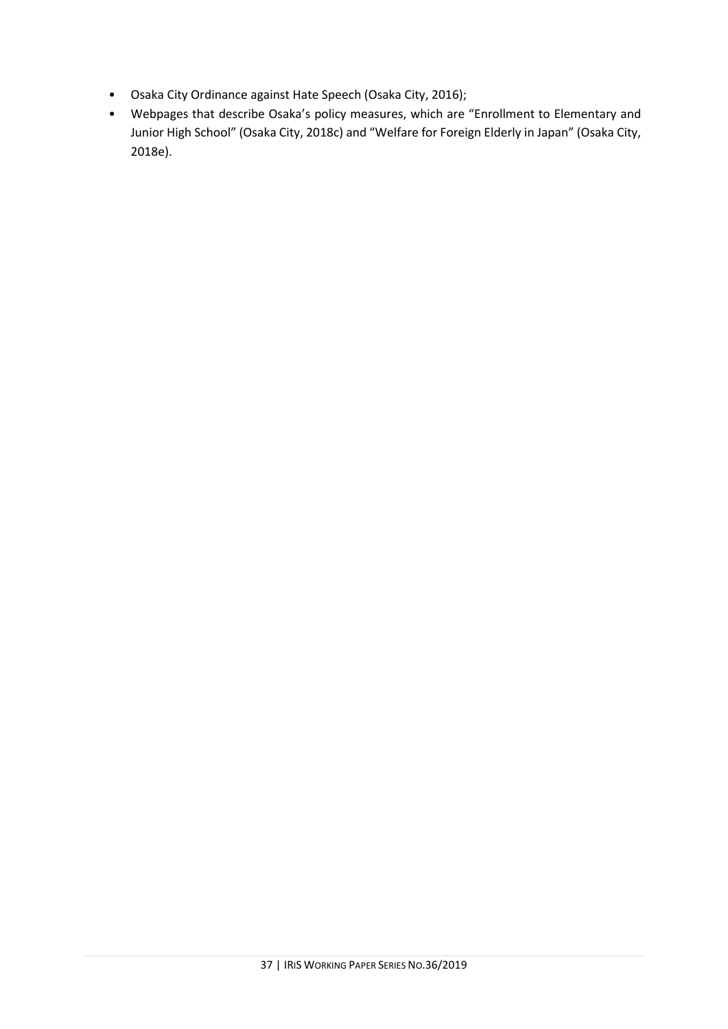- Osaka City Ordinance against Hate Speech (Osaka City, 2016);
- Webpages that describe Osaka's policy measures, which are "Enrollment to Elementary and Junior High School" (Osaka City, 2018c) and "Welfare for Foreign Elderly in Japan" (Osaka City, 2018e).